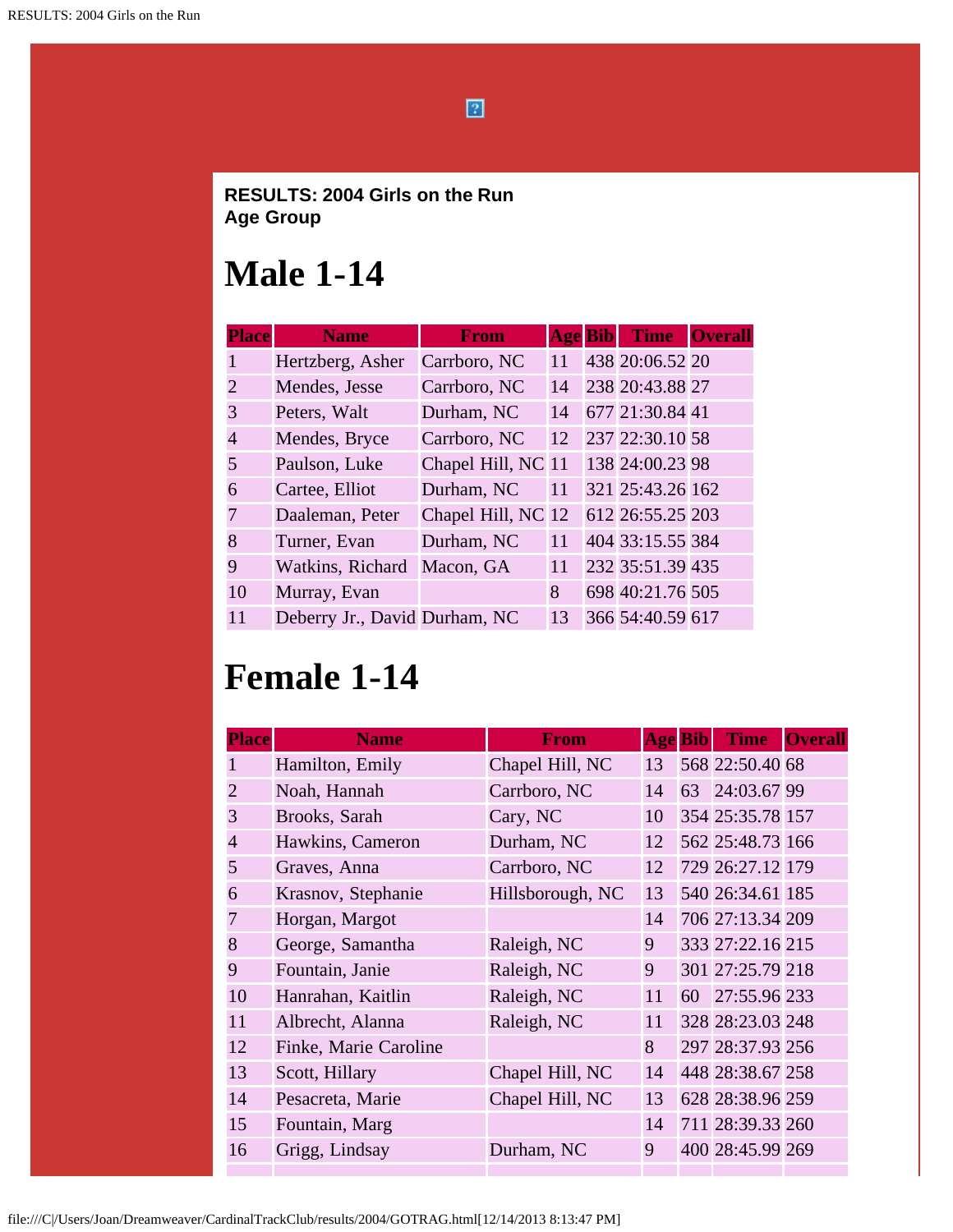**RESULTS: 2004 Girls on the Run**
**Age Group**

# Male 1-14

| Place | Name | From | Age | Bib | Time | Overall |
|---|---|---|---|---|---|---|
| 1 | Hertzberg, Asher | Carrboro, NC | 11 | 438 | 20:06.52 | 20 |
| 2 | Mendes, Jesse | Carrboro, NC | 14 | 238 | 20:43.88 | 27 |
| 3 | Peters, Walt | Durham, NC | 14 | 677 | 21:30.84 | 41 |
| 4 | Mendes, Bryce | Carrboro, NC | 12 | 237 | 22:30.10 | 58 |
| 5 | Paulson, Luke | Chapel Hill, NC | 11 | 138 | 24:00.23 | 98 |
| 6 | Cartee, Elliot | Durham, NC | 11 | 321 | 25:43.26 | 162 |
| 7 | Daaleman, Peter | Chapel Hill, NC | 12 | 612 | 26:55.25 | 203 |
| 8 | Turner, Evan | Durham, NC | 11 | 404 | 33:15.55 | 384 |
| 9 | Watkins, Richard | Macon, GA | 11 | 232 | 35:51.39 | 435 |
| 10 | Murray, Evan | | 8 | 698 | 40:21.76 | 505 |
| 11 | Deberry Jr., David | Durham, NC | 13 | 366 | 54:40.59 | 617 |

# Female 1-14

| Place | Name | From | Age | Bib | Time | Overall |
|---|---|---|---|---|---|---|
| 1 | Hamilton, Emily | Chapel Hill, NC | 13 | 568 | 22:50.40 | 68 |
| 2 | Noah, Hannah | Carrboro, NC | 14 | 63 | 24:03.67 | 99 |
| 3 | Brooks, Sarah | Cary, NC | 10 | 354 | 25:35.78 | 157 |
| 4 | Hawkins, Cameron | Durham, NC | 12 | 562 | 25:48.73 | 166 |
| 5 | Graves, Anna | Carrboro, NC | 12 | 729 | 26:27.12 | 179 |
| 6 | Krasnov, Stephanie | Hillsborough, NC | 13 | 540 | 26:34.61 | 185 |
| 7 | Horgan, Margot | | 14 | 706 | 27:13.34 | 209 |
| 8 | George, Samantha | Raleigh, NC | 9 | 333 | 27:22.16 | 215 |
| 9 | Fountain, Janie | Raleigh, NC | 9 | 301 | 27:25.79 | 218 |
| 10 | Hanrahan, Kaitlin | Raleigh, NC | 11 | 60 | 27:55.96 | 233 |
| 11 | Albrecht, Alanna | Raleigh, NC | 11 | 328 | 28:23.03 | 248 |
| 12 | Finke, Marie Caroline | | 8 | 297 | 28:37.93 | 256 |
| 13 | Scott, Hillary | Chapel Hill, NC | 14 | 448 | 28:38.67 | 258 |
| 14 | Pesacreta, Marie | Chapel Hill, NC | 13 | 628 | 28:38.96 | 259 |
| 15 | Fountain, Marg | | 14 | 711 | 28:39.33 | 260 |
| 16 | Grigg, Lindsay | Durham, NC | 9 | 400 | 28:45.99 | 269 |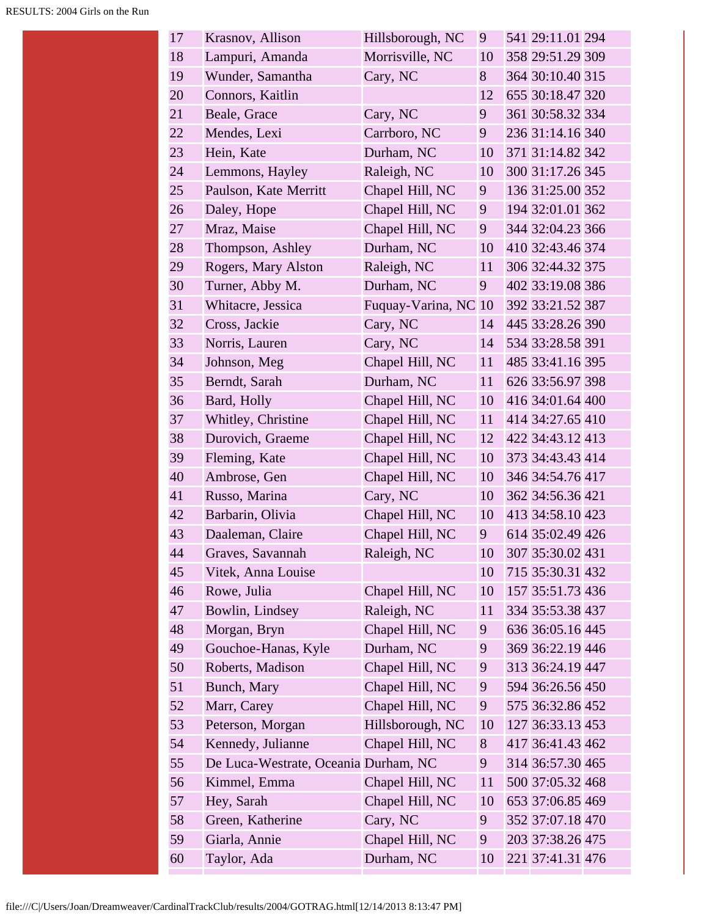| | | | | | | |
|---|---|---|---|---|---|---|
| 17 | Krasnov, Allison | Hillsborough, NC | 9 | 541 | 29:11.01 | 294 |
| 18 | Lampuri, Amanda | Morrisville, NC | 10 | 358 | 29:51.29 | 309 |
| 19 | Wunder, Samantha | Cary, NC | 8 | 364 | 30:10.40 | 315 |
| 20 | Connors, Kaitlin | | 12 | 655 | 30:18.47 | 320 |
| 21 | Beale, Grace | Cary, NC | 9 | 361 | 30:58.32 | 334 |
| 22 | Mendes, Lexi | Carrboro, NC | 9 | 236 | 31:14.16 | 340 |
| 23 | Hein, Kate | Durham, NC | 10 | 371 | 31:14.82 | 342 |
| 24 | Lemmons, Hayley | Raleigh, NC | 10 | 300 | 31:17.26 | 345 |
| 25 | Paulson, Kate Merritt | Chapel Hill, NC | 9 | 136 | 31:25.00 | 352 |
| 26 | Daley, Hope | Chapel Hill, NC | 9 | 194 | 32:01.01 | 362 |
| 27 | Mraz, Maise | Chapel Hill, NC | 9 | 344 | 32:04.23 | 366 |
| 28 | Thompson, Ashley | Durham, NC | 10 | 410 | 32:43.46 | 374 |
| 29 | Rogers, Mary Alston | Raleigh, NC | 11 | 306 | 32:44.32 | 375 |
| 30 | Turner, Abby M. | Durham, NC | 9 | 402 | 33:19.08 | 386 |
| 31 | Whitacre, Jessica | Fuquay-Varina, NC | 10 | 392 | 33:21.52 | 387 |
| 32 | Cross, Jackie | Cary, NC | 14 | 445 | 33:28.26 | 390 |
| 33 | Norris, Lauren | Cary, NC | 14 | 534 | 33:28.58 | 391 |
| 34 | Johnson, Meg | Chapel Hill, NC | 11 | 485 | 33:41.16 | 395 |
| 35 | Berndt, Sarah | Durham, NC | 11 | 626 | 33:56.97 | 398 |
| 36 | Bard, Holly | Chapel Hill, NC | 10 | 416 | 34:01.64 | 400 |
| 37 | Whitley, Christine | Chapel Hill, NC | 11 | 414 | 34:27.65 | 410 |
| 38 | Durovich, Graeme | Chapel Hill, NC | 12 | 422 | 34:43.12 | 413 |
| 39 | Fleming, Kate | Chapel Hill, NC | 10 | 373 | 34:43.43 | 414 |
| 40 | Ambrose, Gen | Chapel Hill, NC | 10 | 346 | 34:54.76 | 417 |
| 41 | Russo, Marina | Cary, NC | 10 | 362 | 34:56.36 | 421 |
| 42 | Barbarin, Olivia | Chapel Hill, NC | 10 | 413 | 34:58.10 | 423 |
| 43 | Daaleman, Claire | Chapel Hill, NC | 9 | 614 | 35:02.49 | 426 |
| 44 | Graves, Savannah | Raleigh, NC | 10 | 307 | 35:30.02 | 431 |
| 45 | Vitek, Anna Louise | | 10 | 715 | 35:30.31 | 432 |
| 46 | Rowe, Julia | Chapel Hill, NC | 10 | 157 | 35:51.73 | 436 |
| 47 | Bowlin, Lindsey | Raleigh, NC | 11 | 334 | 35:53.38 | 437 |
| 48 | Morgan, Bryn | Chapel Hill, NC | 9 | 636 | 36:05.16 | 445 |
| 49 | Gouchoe-Hanas, Kyle | Durham, NC | 9 | 369 | 36:22.19 | 446 |
| 50 | Roberts, Madison | Chapel Hill, NC | 9 | 313 | 36:24.19 | 447 |
| 51 | Bunch, Mary | Chapel Hill, NC | 9 | 594 | 36:26.56 | 450 |
| 52 | Marr, Carey | Chapel Hill, NC | 9 | 575 | 36:32.86 | 452 |
| 53 | Peterson, Morgan | Hillsborough, NC | 10 | 127 | 36:33.13 | 453 |
| 54 | Kennedy, Julianne | Chapel Hill, NC | 8 | 417 | 36:41.43 | 462 |
| 55 | De Luca-Westrate, Oceania | Durham, NC | 9 | 314 | 36:57.30 | 465 |
| 56 | Kimmel, Emma | Chapel Hill, NC | 11 | 500 | 37:05.32 | 468 |
| 57 | Hey, Sarah | Chapel Hill, NC | 10 | 653 | 37:06.85 | 469 |
| 58 | Green, Katherine | Cary, NC | 9 | 352 | 37:07.18 | 470 |
| 59 | Giarla, Annie | Chapel Hill, NC | 9 | 203 | 37:38.26 | 475 |
| 60 | Taylor, Ada | Durham, NC | 10 | 221 | 37:41.31 | 476 |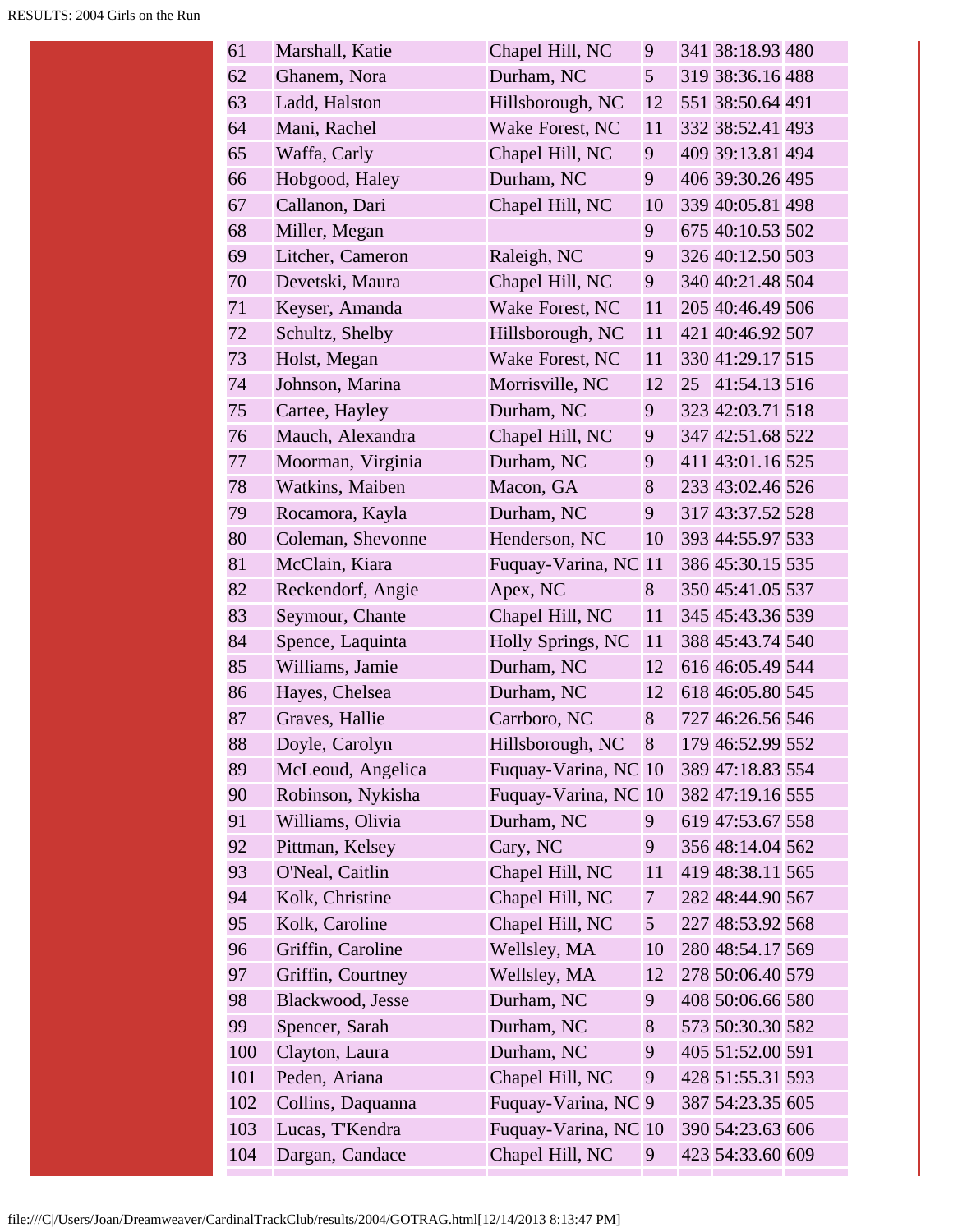| | | | | | | |
|---|---|---|---|---|---|---|
| 61 | Marshall, Katie | Chapel Hill, NC | 9 | 341 | 38:18.93 | 480 |
| 62 | Ghanem, Nora | Durham, NC | 5 | 319 | 38:36.16 | 488 |
| 63 | Ladd, Halston | Hillsborough, NC | 12 | 551 | 38:50.64 | 491 |
| 64 | Mani, Rachel | Wake Forest, NC | 11 | 332 | 38:52.41 | 493 |
| 65 | Waffa, Carly | Chapel Hill, NC | 9 | 409 | 39:13.81 | 494 |
| 66 | Hobgood, Haley | Durham, NC | 9 | 406 | 39:30.26 | 495 |
| 67 | Callanon, Dari | Chapel Hill, NC | 10 | 339 | 40:05.81 | 498 |
| 68 | Miller, Megan | | 9 | 675 | 40:10.53 | 502 |
| 69 | Litcher, Cameron | Raleigh, NC | 9 | 326 | 40:12.50 | 503 |
| 70 | Devetski, Maura | Chapel Hill, NC | 9 | 340 | 40:21.48 | 504 |
| 71 | Keyser, Amanda | Wake Forest, NC | 11 | 205 | 40:46.49 | 506 |
| 72 | Schultz, Shelby | Hillsborough, NC | 11 | 421 | 40:46.92 | 507 |
| 73 | Holst, Megan | Wake Forest, NC | 11 | 330 | 41:29.17 | 515 |
| 74 | Johnson, Marina | Morrisville, NC | 12 | 25 | 41:54.13 | 516 |
| 75 | Cartee, Hayley | Durham, NC | 9 | 323 | 42:03.71 | 518 |
| 76 | Mauch, Alexandra | Chapel Hill, NC | 9 | 347 | 42:51.68 | 522 |
| 77 | Moorman, Virginia | Durham, NC | 9 | 411 | 43:01.16 | 525 |
| 78 | Watkins, Maiben | Macon, GA | 8 | 233 | 43:02.46 | 526 |
| 79 | Rocamora, Kayla | Durham, NC | 9 | 317 | 43:37.52 | 528 |
| 80 | Coleman, Shevonne | Henderson, NC | 10 | 393 | 44:55.97 | 533 |
| 81 | McClain, Kiara | Fuquay-Varina, NC | 11 | 386 | 45:30.15 | 535 |
| 82 | Reckendorf, Angie | Apex, NC | 8 | 350 | 45:41.05 | 537 |
| 83 | Seymour, Chante | Chapel Hill, NC | 11 | 345 | 45:43.36 | 539 |
| 84 | Spence, Laquinta | Holly Springs, NC | 11 | 388 | 45:43.74 | 540 |
| 85 | Williams, Jamie | Durham, NC | 12 | 616 | 46:05.49 | 544 |
| 86 | Hayes, Chelsea | Durham, NC | 12 | 618 | 46:05.80 | 545 |
| 87 | Graves, Hallie | Carrboro, NC | 8 | 727 | 46:26.56 | 546 |
| 88 | Doyle, Carolyn | Hillsborough, NC | 8 | 179 | 46:52.99 | 552 |
| 89 | McLeoud, Angelica | Fuquay-Varina, NC | 10 | 389 | 47:18.83 | 554 |
| 90 | Robinson, Nykisha | Fuquay-Varina, NC | 10 | 382 | 47:19.16 | 555 |
| 91 | Williams, Olivia | Durham, NC | 9 | 619 | 47:53.67 | 558 |
| 92 | Pittman, Kelsey | Cary, NC | 9 | 356 | 48:14.04 | 562 |
| 93 | O'Neal, Caitlin | Chapel Hill, NC | 11 | 419 | 48:38.11 | 565 |
| 94 | Kolk, Christine | Chapel Hill, NC | 7 | 282 | 48:44.90 | 567 |
| 95 | Kolk, Caroline | Chapel Hill, NC | 5 | 227 | 48:53.92 | 568 |
| 96 | Griffin, Caroline | Wellsley, MA | 10 | 280 | 48:54.17 | 569 |
| 97 | Griffin, Courtney | Wellsley, MA | 12 | 278 | 50:06.40 | 579 |
| 98 | Blackwood, Jesse | Durham, NC | 9 | 408 | 50:06.66 | 580 |
| 99 | Spencer, Sarah | Durham, NC | 8 | 573 | 50:30.30 | 582 |
| 100 | Clayton, Laura | Durham, NC | 9 | 405 | 51:52.00 | 591 |
| 101 | Peden, Ariana | Chapel Hill, NC | 9 | 428 | 51:55.31 | 593 |
| 102 | Collins, Daquanna | Fuquay-Varina, NC | 9 | 387 | 54:23.35 | 605 |
| 103 | Lucas, T'Kendra | Fuquay-Varina, NC | 10 | 390 | 54:23.63 | 606 |
| 104 | Dargan, Candace | Chapel Hill, NC | 9 | 423 | 54:33.60 | 609 |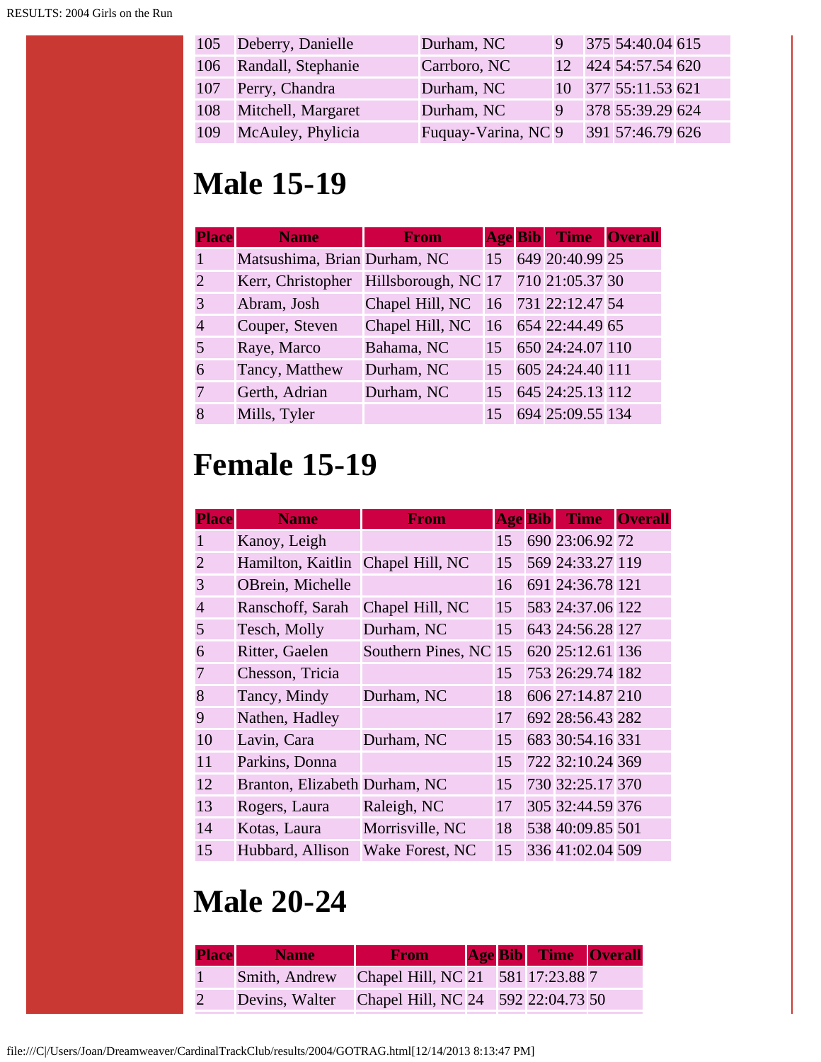| | | | | | | |
|---|---|---|---|---|---|---|
| 105 | Deberry, Danielle | Durham, NC | 9 | 375 | 54:40.04 | 615 |
| 106 | Randall, Stephanie | Carrboro, NC | 12 | 424 | 54:57.54 | 620 |
| 107 | Perry, Chandra | Durham, NC | 10 | 377 | 55:11.53 | 621 |
| 108 | Mitchell, Margaret | Durham, NC | 9 | 378 | 55:39.29 | 624 |
| 109 | McAuley, Phylicia | Fuquay-Varina, NC | 9 | 391 | 57:46.79 | 626 |

# Male 15-19

| Place | Name | From | Age | Bib | Time | Overall |
|---|---|---|---|---|---|---|
| 1 | Matsushima, Brian | Durham, NC | 15 | 649 | 20:40.99 | 25 |
| 2 | Kerr, Christopher | Hillsborough, NC | 17 | 710 | 21:05.37 | 30 |
| 3 | Abram, Josh | Chapel Hill, NC | 16 | 731 | 22:12.47 | 54 |
| 4 | Couper, Steven | Chapel Hill, NC | 16 | 654 | 22:44.49 | 65 |
| 5 | Raye, Marco | Bahama, NC | 15 | 650 | 24:24.07 | 110 |
| 6 | Tancy, Matthew | Durham, NC | 15 | 605 | 24:24.40 | 111 |
| 7 | Gerth, Adrian | Durham, NC | 15 | 645 | 24:25.13 | 112 |
| 8 | Mills, Tyler | | 15 | 694 | 25:09.55 | 134 |

# Female 15-19

| Place | Name | From | Age | Bib | Time | Overall |
|---|---|---|---|---|---|---|
| 1 | Kanoy, Leigh | | 15 | 690 | 23:06.92 | 72 |
| 2 | Hamilton, Kaitlin | Chapel Hill, NC | 15 | 569 | 24:33.27 | 119 |
| 3 | OBrein, Michelle | | 16 | 691 | 24:36.78 | 121 |
| 4 | Ranschoff, Sarah | Chapel Hill, NC | 15 | 583 | 24:37.06 | 122 |
| 5 | Tesch, Molly | Durham, NC | 15 | 643 | 24:56.28 | 127 |
| 6 | Ritter, Gaelen | Southern Pines, NC | 15 | 620 | 25:12.61 | 136 |
| 7 | Chesson, Tricia | | 15 | 753 | 26:29.74 | 182 |
| 8 | Tancy, Mindy | Durham, NC | 18 | 606 | 27:14.87 | 210 |
| 9 | Nathen, Hadley | | 17 | 692 | 28:56.43 | 282 |
| 10 | Lavin, Cara | Durham, NC | 15 | 683 | 30:54.16 | 331 |
| 11 | Parkins, Donna | | 15 | 722 | 32:10.24 | 369 |
| 12 | Branton, Elizabeth | Durham, NC | 15 | 730 | 32:25.17 | 370 |
| 13 | Rogers, Laura | Raleigh, NC | 17 | 305 | 32:44.59 | 376 |
| 14 | Kotas, Laura | Morrisville, NC | 18 | 538 | 40:09.85 | 501 |
| 15 | Hubbard, Allison | Wake Forest, NC | 15 | 336 | 41:02.04 | 509 |

# Male 20-24

| Place | Name | From | Age | Bib | Time | Overall |
|---|---|---|---|---|---|---|
| 1 | Smith, Andrew | Chapel Hill, NC | 21 | 581 | 17:23.88 | 7 |
| 2 | Devins, Walter | Chapel Hill, NC | 24 | 592 | 22:04.73 | 50 |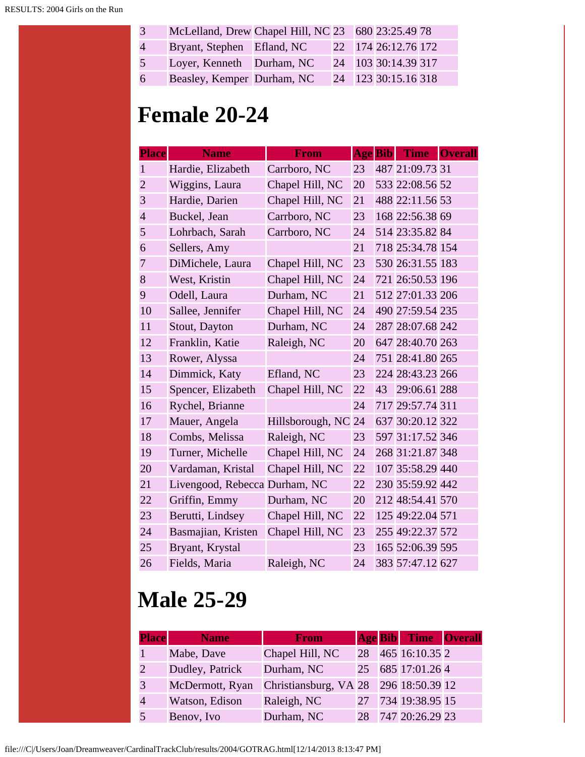| | | | | | | |
|---|---|---|---|---|---|---|
| 3 | McLelland, Drew | Chapel Hill, NC | 23 | 680 | 23:25.49 | 78 |
| 4 | Bryant, Stephen | Efland, NC | 22 | 174 | 26:12.76 | 172 |
| 5 | Loyer, Kenneth | Durham, NC | 24 | 103 | 30:14.39 | 317 |
| 6 | Beasley, Kemper | Durham, NC | 24 | 123 | 30:15.16 | 318 |

# Female 20-24

| Place | Name | From | Age | Bib | Time | Overall |
|---|---|---|---|---|---|---|
| 1 | Hardie, Elizabeth | Carrboro, NC | 23 | 487 | 21:09.73 | 31 |
| 2 | Wiggins, Laura | Chapel Hill, NC | 20 | 533 | 22:08.56 | 52 |
| 3 | Hardie, Darien | Chapel Hill, NC | 21 | 488 | 22:11.56 | 53 |
| 4 | Buckel, Jean | Carrboro, NC | 23 | 168 | 22:56.38 | 69 |
| 5 | Lohrbach, Sarah | Carrboro, NC | 24 | 514 | 23:35.82 | 84 |
| 6 | Sellers, Amy | | 21 | 718 | 25:34.78 | 154 |
| 7 | DiMichele, Laura | Chapel Hill, NC | 23 | 530 | 26:31.55 | 183 |
| 8 | West, Kristin | Chapel Hill, NC | 24 | 721 | 26:50.53 | 196 |
| 9 | Odell, Laura | Durham, NC | 21 | 512 | 27:01.33 | 206 |
| 10 | Sallee, Jennifer | Chapel Hill, NC | 24 | 490 | 27:59.54 | 235 |
| 11 | Stout, Dayton | Durham, NC | 24 | 287 | 28:07.68 | 242 |
| 12 | Franklin, Katie | Raleigh, NC | 20 | 647 | 28:40.70 | 263 |
| 13 | Rower, Alyssa | | 24 | 751 | 28:41.80 | 265 |
| 14 | Dimmick, Katy | Efland, NC | 23 | 224 | 28:43.23 | 266 |
| 15 | Spencer, Elizabeth | Chapel Hill, NC | 22 | 43 | 29:06.61 | 288 |
| 16 | Rychel, Brianne | | 24 | 717 | 29:57.74 | 311 |
| 17 | Mauer, Angela | Hillsborough, NC | 24 | 637 | 30:20.12 | 322 |
| 18 | Combs, Melissa | Raleigh, NC | 23 | 597 | 31:17.52 | 346 |
| 19 | Turner, Michelle | Chapel Hill, NC | 24 | 268 | 31:21.87 | 348 |
| 20 | Vardaman, Kristal | Chapel Hill, NC | 22 | 107 | 35:58.29 | 440 |
| 21 | Livengood, Rebecca | Durham, NC | 22 | 230 | 35:59.92 | 442 |
| 22 | Griffin, Emmy | Durham, NC | 20 | 212 | 48:54.41 | 570 |
| 23 | Berutti, Lindsey | Chapel Hill, NC | 22 | 125 | 49:22.04 | 571 |
| 24 | Basmajian, Kristen | Chapel Hill, NC | 23 | 255 | 49:22.37 | 572 |
| 25 | Bryant, Krystal | | 23 | 165 | 52:06.39 | 595 |
| 26 | Fields, Maria | Raleigh, NC | 24 | 383 | 57:47.12 | 627 |

# Male 25-29

| Place | Name | From | Age | Bib | Time | Overall |
|---|---|---|---|---|---|---|
| 1 | Mabe, Dave | Chapel Hill, NC | 28 | 465 | 16:10.35 | 2 |
| 2 | Dudley, Patrick | Durham, NC | 25 | 685 | 17:01.26 | 4 |
| 3 | McDermott, Ryan | Christiansburg, VA | 28 | 296 | 18:50.39 | 12 |
| 4 | Watson, Edison | Raleigh, NC | 27 | 734 | 19:38.95 | 15 |
| 5 | Benov, Ivo | Durham, NC | 28 | 747 | 20:26.29 | 23 |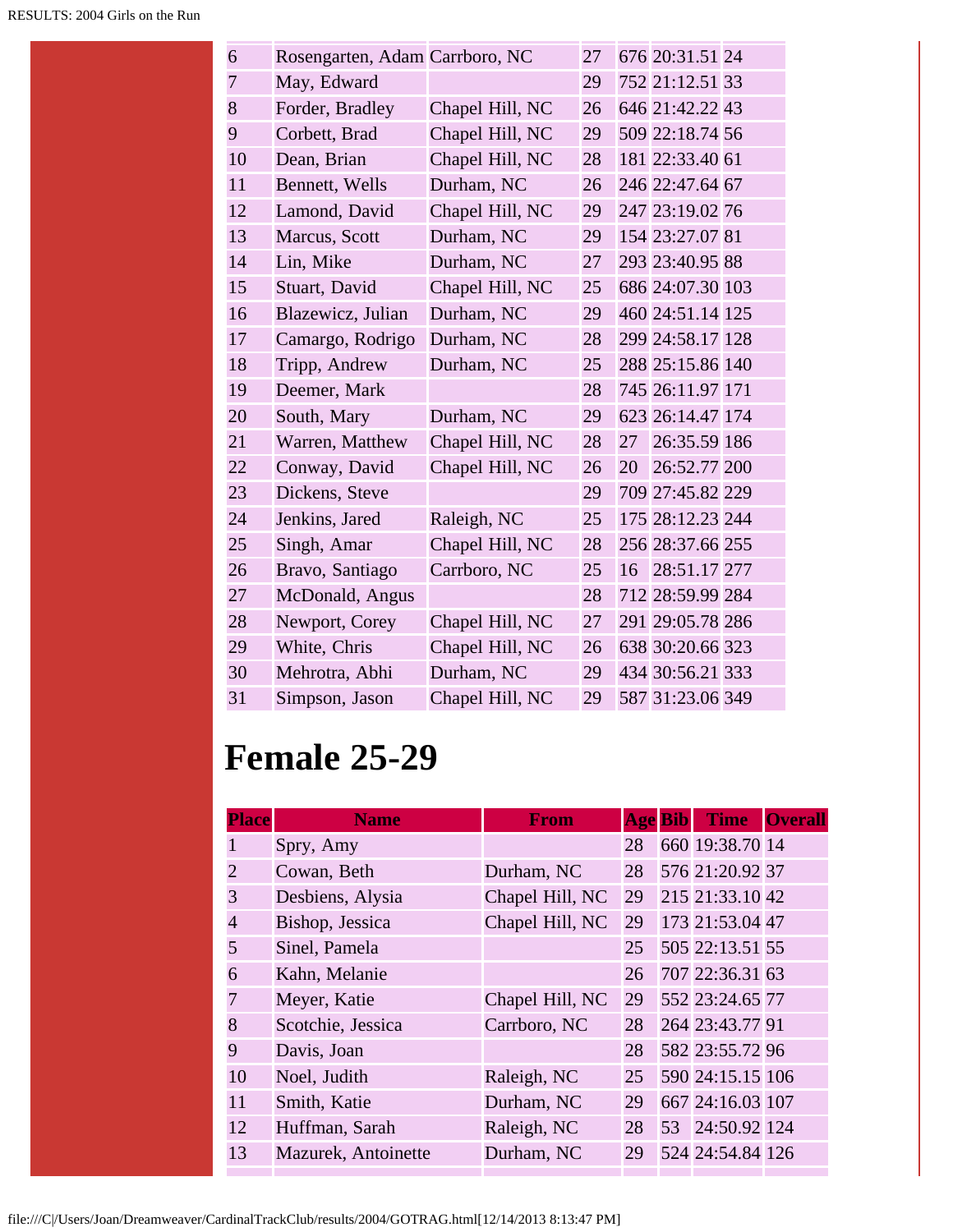| | | | | | | |
|---|---|---|---|---|---|---|
| 6 | Rosengarten, Adam | Carrboro, NC | 27 | 676 | 20:31.51 | 24 |
| 7 | May, Edward | | 29 | 752 | 21:12.51 | 33 |
| 8 | Forder, Bradley | Chapel Hill, NC | 26 | 646 | 21:42.22 | 43 |
| 9 | Corbett, Brad | Chapel Hill, NC | 29 | 509 | 22:18.74 | 56 |
| 10 | Dean, Brian | Chapel Hill, NC | 28 | 181 | 22:33.40 | 61 |
| 11 | Bennett, Wells | Durham, NC | 26 | 246 | 22:47.64 | 67 |
| 12 | Lamond, David | Chapel Hill, NC | 29 | 247 | 23:19.02 | 76 |
| 13 | Marcus, Scott | Durham, NC | 29 | 154 | 23:27.07 | 81 |
| 14 | Lin, Mike | Durham, NC | 27 | 293 | 23:40.95 | 88 |
| 15 | Stuart, David | Chapel Hill, NC | 25 | 686 | 24:07.30 | 103 |
| 16 | Blazewicz, Julian | Durham, NC | 29 | 460 | 24:51.14 | 125 |
| 17 | Camargo, Rodrigo | Durham, NC | 28 | 299 | 24:58.17 | 128 |
| 18 | Tripp, Andrew | Durham, NC | 25 | 288 | 25:15.86 | 140 |
| 19 | Deemer, Mark | | 28 | 745 | 26:11.97 | 171 |
| 20 | South, Mary | Durham, NC | 29 | 623 | 26:14.47 | 174 |
| 21 | Warren, Matthew | Chapel Hill, NC | 28 | 27 | 26:35.59 | 186 |
| 22 | Conway, David | Chapel Hill, NC | 26 | 20 | 26:52.77 | 200 |
| 23 | Dickens, Steve | | 29 | 709 | 27:45.82 | 229 |
| 24 | Jenkins, Jared | Raleigh, NC | 25 | 175 | 28:12.23 | 244 |
| 25 | Singh, Amar | Chapel Hill, NC | 28 | 256 | 28:37.66 | 255 |
| 26 | Bravo, Santiago | Carrboro, NC | 25 | 16 | 28:51.17 | 277 |
| 27 | McDonald, Angus | | 28 | 712 | 28:59.99 | 284 |
| 28 | Newport, Corey | Chapel Hill, NC | 27 | 291 | 29:05.78 | 286 |
| 29 | White, Chris | Chapel Hill, NC | 26 | 638 | 30:20.66 | 323 |
| 30 | Mehrotra, Abhi | Durham, NC | 29 | 434 | 30:56.21 | 333 |
| 31 | Simpson, Jason | Chapel Hill, NC | 29 | 587 | 31:23.06 | 349 |

# Female 25-29

| Place | Name | From | Age | Bib | Time | Overall |
|---|---|---|---|---|---|---|
| 1 | Spry, Amy | | 28 | 660 | 19:38.70 | 14 |
| 2 | Cowan, Beth | Durham, NC | 28 | 576 | 21:20.92 | 37 |
| 3 | Desbiens, Alysia | Chapel Hill, NC | 29 | 215 | 21:33.10 | 42 |
| 4 | Bishop, Jessica | Chapel Hill, NC | 29 | 173 | 21:53.04 | 47 |
| 5 | Sinel, Pamela | | 25 | 505 | 22:13.51 | 55 |
| 6 | Kahn, Melanie | | 26 | 707 | 22:36.31 | 63 |
| 7 | Meyer, Katie | Chapel Hill, NC | 29 | 552 | 23:24.65 | 77 |
| 8 | Scotchie, Jessica | Carrboro, NC | 28 | 264 | 23:43.77 | 91 |
| 9 | Davis, Joan | | 28 | 582 | 23:55.72 | 96 |
| 10 | Noel, Judith | Raleigh, NC | 25 | 590 | 24:15.15 | 106 |
| 11 | Smith, Katie | Durham, NC | 29 | 667 | 24:16.03 | 107 |
| 12 | Huffman, Sarah | Raleigh, NC | 28 | 53 | 24:50.92 | 124 |
| 13 | Mazurek, Antoinette | Durham, NC | 29 | 524 | 24:54.84 | 126 |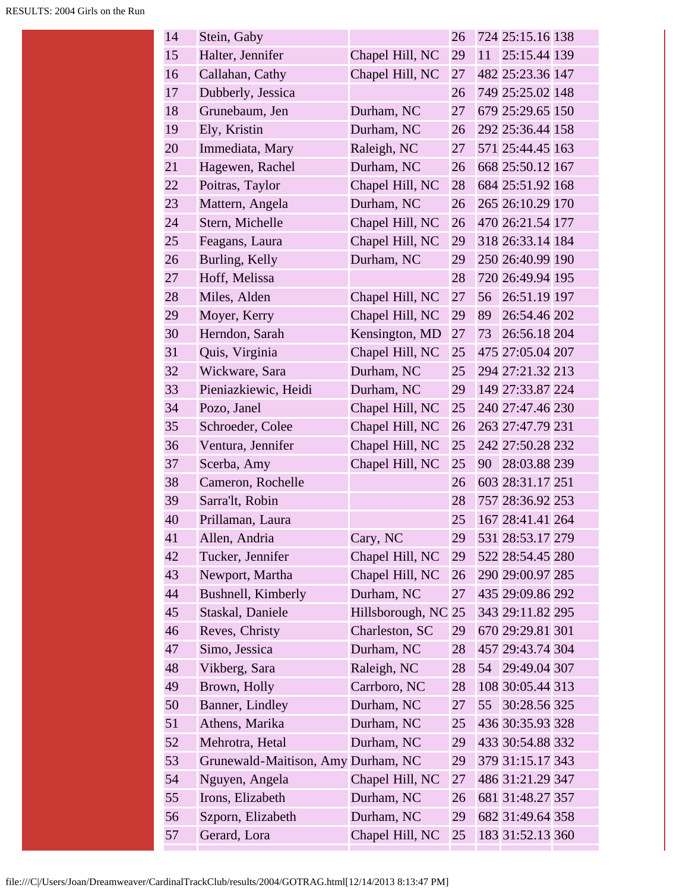| | | | | | | |
|---|---|---|---|---|---|---|
| 14 | Stein, Gaby | | 26 | 724 | 25:15.16 | 138 |
| 15 | Halter, Jennifer | Chapel Hill, NC | 29 | 11 | 25:15.44 | 139 |
| 16 | Callahan, Cathy | Chapel Hill, NC | 27 | 482 | 25:23.36 | 147 |
| 17 | Dubberly, Jessica | | 26 | 749 | 25:25.02 | 148 |
| 18 | Grunebaum, Jen | Durham, NC | 27 | 679 | 25:29.65 | 150 |
| 19 | Ely, Kristin | Durham, NC | 26 | 292 | 25:36.44 | 158 |
| 20 | Immediata, Mary | Raleigh, NC | 27 | 571 | 25:44.45 | 163 |
| 21 | Hagewen, Rachel | Durham, NC | 26 | 668 | 25:50.12 | 167 |
| 22 | Poitras, Taylor | Chapel Hill, NC | 28 | 684 | 25:51.92 | 168 |
| 23 | Mattern, Angela | Durham, NC | 26 | 265 | 26:10.29 | 170 |
| 24 | Stern, Michelle | Chapel Hill, NC | 26 | 470 | 26:21.54 | 177 |
| 25 | Feagans, Laura | Chapel Hill, NC | 29 | 318 | 26:33.14 | 184 |
| 26 | Burling, Kelly | Durham, NC | 29 | 250 | 26:40.99 | 190 |
| 27 | Hoff, Melissa | | 28 | 720 | 26:49.94 | 195 |
| 28 | Miles, Alden | Chapel Hill, NC | 27 | 56 | 26:51.19 | 197 |
| 29 | Moyer, Kerry | Chapel Hill, NC | 29 | 89 | 26:54.46 | 202 |
| 30 | Herndon, Sarah | Kensington, MD | 27 | 73 | 26:56.18 | 204 |
| 31 | Quis, Virginia | Chapel Hill, NC | 25 | 475 | 27:05.04 | 207 |
| 32 | Wickware, Sara | Durham, NC | 25 | 294 | 27:21.32 | 213 |
| 33 | Pieniazkiewic, Heidi | Durham, NC | 29 | 149 | 27:33.87 | 224 |
| 34 | Pozo, Janel | Chapel Hill, NC | 25 | 240 | 27:47.46 | 230 |
| 35 | Schroeder, Colee | Chapel Hill, NC | 26 | 263 | 27:47.79 | 231 |
| 36 | Ventura, Jennifer | Chapel Hill, NC | 25 | 242 | 27:50.28 | 232 |
| 37 | Scerba, Amy | Chapel Hill, NC | 25 | 90 | 28:03.88 | 239 |
| 38 | Cameron, Rochelle | | 26 | 603 | 28:31.17 | 251 |
| 39 | Sarra'lt, Robin | | 28 | 757 | 28:36.92 | 253 |
| 40 | Prillaman, Laura | | 25 | 167 | 28:41.41 | 264 |
| 41 | Allen, Andria | Cary, NC | 29 | 531 | 28:53.17 | 279 |
| 42 | Tucker, Jennifer | Chapel Hill, NC | 29 | 522 | 28:54.45 | 280 |
| 43 | Newport, Martha | Chapel Hill, NC | 26 | 290 | 29:00.97 | 285 |
| 44 | Bushnell, Kimberly | Durham, NC | 27 | 435 | 29:09.86 | 292 |
| 45 | Staskal, Daniele | Hillsborough, NC | 25 | 343 | 29:11.82 | 295 |
| 46 | Reves, Christy | Charleston, SC | 29 | 670 | 29:29.81 | 301 |
| 47 | Simo, Jessica | Durham, NC | 28 | 457 | 29:43.74 | 304 |
| 48 | Vikberg, Sara | Raleigh, NC | 28 | 54 | 29:49.04 | 307 |
| 49 | Brown, Holly | Carrboro, NC | 28 | 108 | 30:05.44 | 313 |
| 50 | Banner, Lindley | Durham, NC | 27 | 55 | 30:28.56 | 325 |
| 51 | Athens, Marika | Durham, NC | 25 | 436 | 30:35.93 | 328 |
| 52 | Mehrotra, Hetal | Durham, NC | 29 | 433 | 30:54.88 | 332 |
| 53 | Grunewald-Maitison, Amy | Durham, NC | 29 | 379 | 31:15.17 | 343 |
| 54 | Nguyen, Angela | Chapel Hill, NC | 27 | 486 | 31:21.29 | 347 |
| 55 | Irons, Elizabeth | Durham, NC | 26 | 681 | 31:48.27 | 357 |
| 56 | Szporn, Elizabeth | Durham, NC | 29 | 682 | 31:49.64 | 358 |
| 57 | Gerard, Lora | Chapel Hill, NC | 25 | 183 | 31:52.13 | 360 |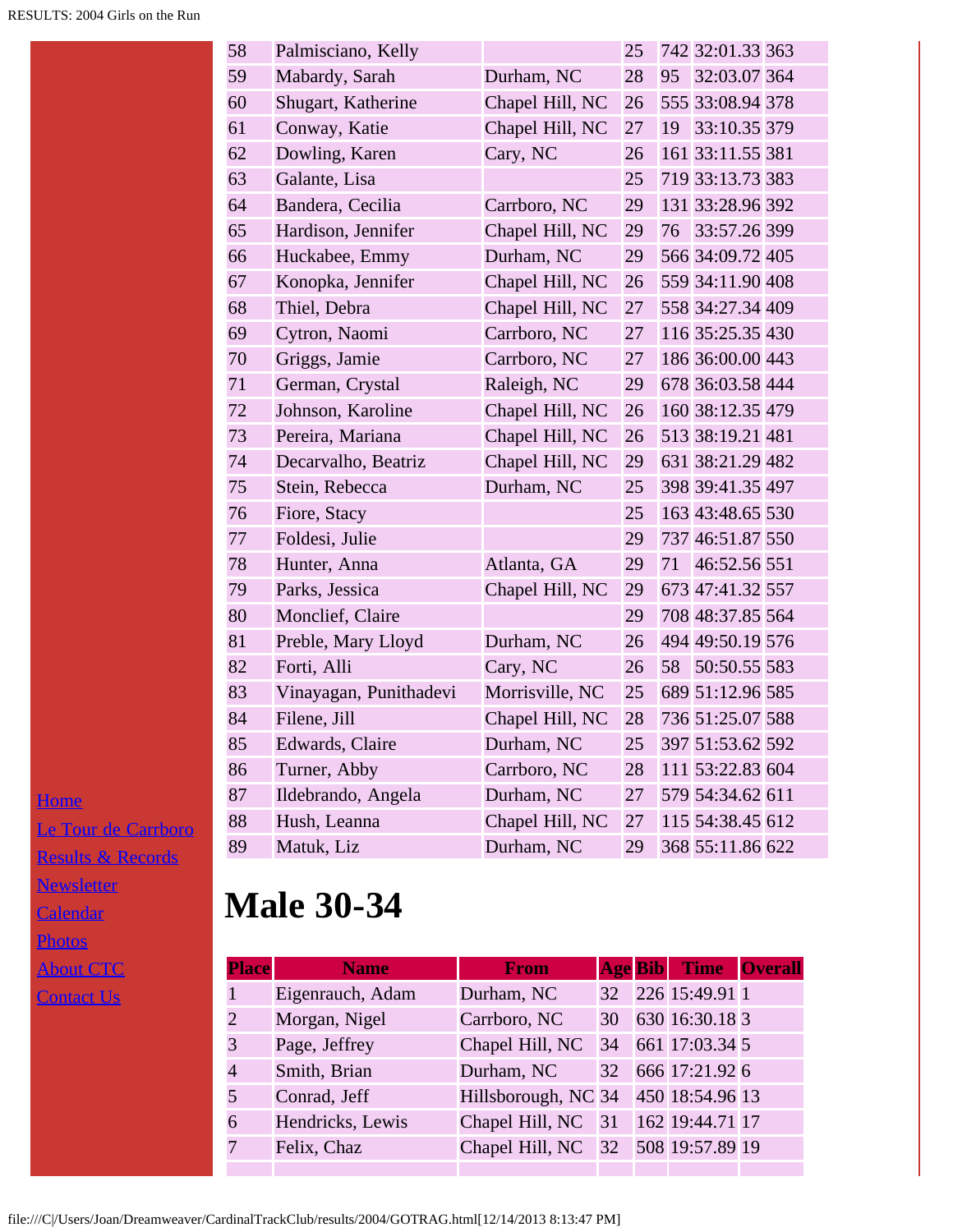| | | | | | | |
|---|---|---|---|---|---|---|
| 58 | Palmisciano, Kelly | | 25 | 742 | 32:01.33 | 363 |
| 59 | Mabardy, Sarah | Durham, NC | 28 | 95 | 32:03.07 | 364 |
| 60 | Shugart, Katherine | Chapel Hill, NC | 26 | 555 | 33:08.94 | 378 |
| 61 | Conway, Katie | Chapel Hill, NC | 27 | 19 | 33:10.35 | 379 |
| 62 | Dowling, Karen | Cary, NC | 26 | 161 | 33:11.55 | 381 |
| 63 | Galante, Lisa | | 25 | 719 | 33:13.73 | 383 |
| 64 | Bandera, Cecilia | Carrboro, NC | 29 | 131 | 33:28.96 | 392 |
| 65 | Hardison, Jennifer | Chapel Hill, NC | 29 | 76 | 33:57.26 | 399 |
| 66 | Huckabee, Emmy | Durham, NC | 29 | 566 | 34:09.72 | 405 |
| 67 | Konopka, Jennifer | Chapel Hill, NC | 26 | 559 | 34:11.90 | 408 |
| 68 | Thiel, Debra | Chapel Hill, NC | 27 | 558 | 34:27.34 | 409 |
| 69 | Cytron, Naomi | Carrboro, NC | 27 | 116 | 35:25.35 | 430 |
| 70 | Griggs, Jamie | Carrboro, NC | 27 | 186 | 36:00.00 | 443 |
| 71 | German, Crystal | Raleigh, NC | 29 | 678 | 36:03.58 | 444 |
| 72 | Johnson, Karoline | Chapel Hill, NC | 26 | 160 | 38:12.35 | 479 |
| 73 | Pereira, Mariana | Chapel Hill, NC | 26 | 513 | 38:19.21 | 481 |
| 74 | Decarvalho, Beatriz | Chapel Hill, NC | 29 | 631 | 38:21.29 | 482 |
| 75 | Stein, Rebecca | Durham, NC | 25 | 398 | 39:41.35 | 497 |
| 76 | Fiore, Stacy | | 25 | 163 | 43:48.65 | 530 |
| 77 | Foldesi, Julie | | 29 | 737 | 46:51.87 | 550 |
| 78 | Hunter, Anna | Atlanta, GA | 29 | 71 | 46:52.56 | 551 |
| 79 | Parks, Jessica | Chapel Hill, NC | 29 | 673 | 47:41.32 | 557 |
| 80 | Monclief, Claire | | 29 | 708 | 48:37.85 | 564 |
| 81 | Preble, Mary Lloyd | Durham, NC | 26 | 494 | 49:50.19 | 576 |
| 82 | Forti, Alli | Cary, NC | 26 | 58 | 50:50.55 | 583 |
| 83 | Vinayagan, Punithadevi | Morrisville, NC | 25 | 689 | 51:12.96 | 585 |
| 84 | Filene, Jill | Chapel Hill, NC | 28 | 736 | 51:25.07 | 588 |
| 85 | Edwards, Claire | Durham, NC | 25 | 397 | 51:53.62 | 592 |
| 86 | Turner, Abby | Carrboro, NC | 28 | 111 | 53:22.83 | 604 |
| 87 | Ildebrando, Angela | Durham, NC | 27 | 579 | 54:34.62 | 611 |
| 88 | Hush, Leanna | Chapel Hill, NC | 27 | 115 | 54:38.45 | 612 |
| 89 | Matuk, Liz | Durham, NC | 29 | 368 | 55:11.86 | 622 |

Home
Le Tour de Carrboro
Results & Records
Newsletter
Calendar
Photos
About CTC
Contact Us

# Male 30-34

| Place | Name | From | Age | Bib | Time | Overall |
|---|---|---|---|---|---|---|
| 1 | Eigenrauch, Adam | Durham, NC | 32 | 226 | 15:49.91 | 1 |
| 2 | Morgan, Nigel | Carrboro, NC | 30 | 630 | 16:30.18 | 3 |
| 3 | Page, Jeffrey | Chapel Hill, NC | 34 | 661 | 17:03.34 | 5 |
| 4 | Smith, Brian | Durham, NC | 32 | 666 | 17:21.92 | 6 |
| 5 | Conrad, Jeff | Hillsborough, NC | 34 | 450 | 18:54.96 | 13 |
| 6 | Hendricks, Lewis | Chapel Hill, NC | 31 | 162 | 19:44.71 | 17 |
| 7 | Felix, Chaz | Chapel Hill, NC | 32 | 508 | 19:57.89 | 19 |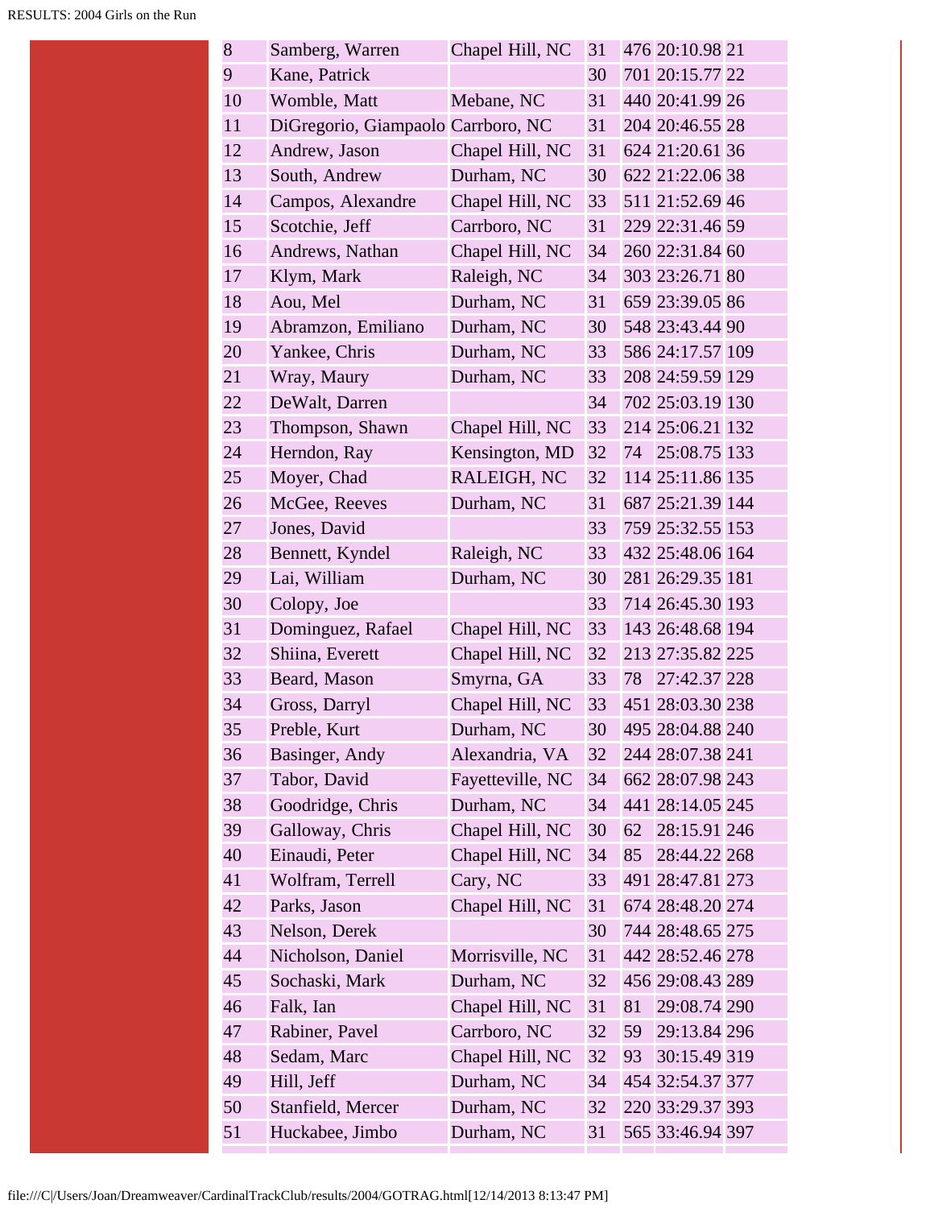| | | | | | | |
|---|---|---|---|---|---|---|
| 8 | Samberg, Warren | Chapel Hill, NC | 31 | 476 | 20:10.98 | 21 |
| 9 | Kane, Patrick | | 30 | 701 | 20:15.77 | 22 |
| 10 | Womble, Matt | Mebane, NC | 31 | 440 | 20:41.99 | 26 |
| 11 | DiGregorio, Giampaolo | Carrboro, NC | 31 | 204 | 20:46.55 | 28 |
| 12 | Andrew, Jason | Chapel Hill, NC | 31 | 624 | 21:20.61 | 36 |
| 13 | South, Andrew | Durham, NC | 30 | 622 | 21:22.06 | 38 |
| 14 | Campos, Alexandre | Chapel Hill, NC | 33 | 511 | 21:52.69 | 46 |
| 15 | Scotchie, Jeff | Carrboro, NC | 31 | 229 | 22:31.46 | 59 |
| 16 | Andrews, Nathan | Chapel Hill, NC | 34 | 260 | 22:31.84 | 60 |
| 17 | Klym, Mark | Raleigh, NC | 34 | 303 | 23:26.71 | 80 |
| 18 | Aou, Mel | Durham, NC | 31 | 659 | 23:39.05 | 86 |
| 19 | Abramzon, Emiliano | Durham, NC | 30 | 548 | 23:43.44 | 90 |
| 20 | Yankee, Chris | Durham, NC | 33 | 586 | 24:17.57 | 109 |
| 21 | Wray, Maury | Durham, NC | 33 | 208 | 24:59.59 | 129 |
| 22 | DeWalt, Darren | | 34 | 702 | 25:03.19 | 130 |
| 23 | Thompson, Shawn | Chapel Hill, NC | 33 | 214 | 25:06.21 | 132 |
| 24 | Herndon, Ray | Kensington, MD | 32 | 74 | 25:08.75 | 133 |
| 25 | Moyer, Chad | RALEIGH, NC | 32 | 114 | 25:11.86 | 135 |
| 26 | McGee, Reeves | Durham, NC | 31 | 687 | 25:21.39 | 144 |
| 27 | Jones, David | | 33 | 759 | 25:32.55 | 153 |
| 28 | Bennett, Kyndel | Raleigh, NC | 33 | 432 | 25:48.06 | 164 |
| 29 | Lai, William | Durham, NC | 30 | 281 | 26:29.35 | 181 |
| 30 | Colopy, Joe | | 33 | 714 | 26:45.30 | 193 |
| 31 | Dominguez, Rafael | Chapel Hill, NC | 33 | 143 | 26:48.68 | 194 |
| 32 | Shiina, Everett | Chapel Hill, NC | 32 | 213 | 27:35.82 | 225 |
| 33 | Beard, Mason | Smyrna, GA | 33 | 78 | 27:42.37 | 228 |
| 34 | Gross, Darryl | Chapel Hill, NC | 33 | 451 | 28:03.30 | 238 |
| 35 | Preble, Kurt | Durham, NC | 30 | 495 | 28:04.88 | 240 |
| 36 | Basinger, Andy | Alexandria, VA | 32 | 244 | 28:07.38 | 241 |
| 37 | Tabor, David | Fayetteville, NC | 34 | 662 | 28:07.98 | 243 |
| 38 | Goodridge, Chris | Durham, NC | 34 | 441 | 28:14.05 | 245 |
| 39 | Galloway, Chris | Chapel Hill, NC | 30 | 62 | 28:15.91 | 246 |
| 40 | Einaudi, Peter | Chapel Hill, NC | 34 | 85 | 28:44.22 | 268 |
| 41 | Wolfram, Terrell | Cary, NC | 33 | 491 | 28:47.81 | 273 |
| 42 | Parks, Jason | Chapel Hill, NC | 31 | 674 | 28:48.20 | 274 |
| 43 | Nelson, Derek | | 30 | 744 | 28:48.65 | 275 |
| 44 | Nicholson, Daniel | Morrisville, NC | 31 | 442 | 28:52.46 | 278 |
| 45 | Sochaski, Mark | Durham, NC | 32 | 456 | 29:08.43 | 289 |
| 46 | Falk, Ian | Chapel Hill, NC | 31 | 81 | 29:08.74 | 290 |
| 47 | Rabiner, Pavel | Carrboro, NC | 32 | 59 | 29:13.84 | 296 |
| 48 | Sedam, Marc | Chapel Hill, NC | 32 | 93 | 30:15.49 | 319 |
| 49 | Hill, Jeff | Durham, NC | 34 | 454 | 32:54.37 | 377 |
| 50 | Stanfield, Mercer | Durham, NC | 32 | 220 | 33:29.37 | 393 |
| 51 | Huckabee, Jimbo | Durham, NC | 31 | 565 | 33:46.94 | 397 |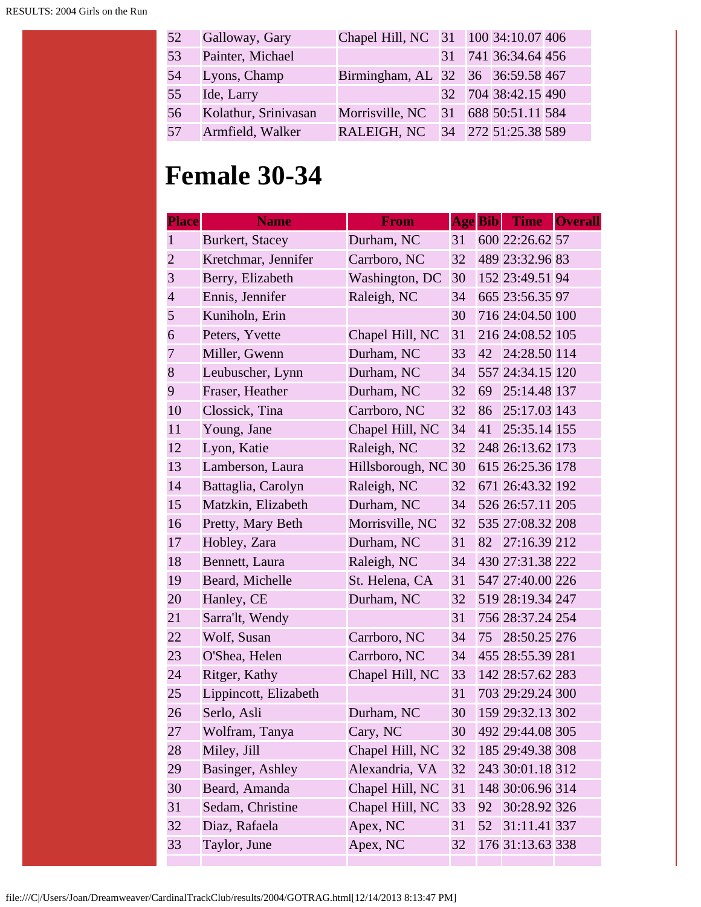| | | | | | | |
|---|---|---|---|---|---|---|
| 52 | Galloway, Gary | Chapel Hill, NC | 31 | 100 | 34:10.07 | 406 |
| 53 | Painter, Michael | | 31 | 741 | 36:34.64 | 456 |
| 54 | Lyons, Champ | Birmingham, AL | 32 | 36 | 36:59.58 | 467 |
| 55 | Ide, Larry | | 32 | 704 | 38:42.15 | 490 |
| 56 | Kolathur, Srinivasan | Morrisville, NC | 31 | 688 | 50:51.11 | 584 |
| 57 | Armfield, Walker | RALEIGH, NC | 34 | 272 | 51:25.38 | 589 |

# Female 30-34

| Place | Name | From | Age | Bib | Time | Overall |
|---|---|---|---|---|---|---|
| 1 | Burkert, Stacey | Durham, NC | 31 | 600 | 22:26.62 | 57 |
| 2 | Kretchmar, Jennifer | Carrboro, NC | 32 | 489 | 23:32.96 | 83 |
| 3 | Berry, Elizabeth | Washington, DC | 30 | 152 | 23:49.51 | 94 |
| 4 | Ennis, Jennifer | Raleigh, NC | 34 | 665 | 23:56.35 | 97 |
| 5 | Kuniholn, Erin | | 30 | 716 | 24:04.50 | 100 |
| 6 | Peters, Yvette | Chapel Hill, NC | 31 | 216 | 24:08.52 | 105 |
| 7 | Miller, Gwenn | Durham, NC | 33 | 42 | 24:28.50 | 114 |
| 8 | Leubuscher, Lynn | Durham, NC | 34 | 557 | 24:34.15 | 120 |
| 9 | Fraser, Heather | Durham, NC | 32 | 69 | 25:14.48 | 137 |
| 10 | Clossick, Tina | Carrboro, NC | 32 | 86 | 25:17.03 | 143 |
| 11 | Young, Jane | Chapel Hill, NC | 34 | 41 | 25:35.14 | 155 |
| 12 | Lyon, Katie | Raleigh, NC | 32 | 248 | 26:13.62 | 173 |
| 13 | Lamberson, Laura | Hillsborough, NC | 30 | 615 | 26:25.36 | 178 |
| 14 | Battaglia, Carolyn | Raleigh, NC | 32 | 671 | 26:43.32 | 192 |
| 15 | Matzkin, Elizabeth | Durham, NC | 34 | 526 | 26:57.11 | 205 |
| 16 | Pretty, Mary Beth | Morrisville, NC | 32 | 535 | 27:08.32 | 208 |
| 17 | Hobley, Zara | Durham, NC | 31 | 82 | 27:16.39 | 212 |
| 18 | Bennett, Laura | Raleigh, NC | 34 | 430 | 27:31.38 | 222 |
| 19 | Beard, Michelle | St. Helena, CA | 31 | 547 | 27:40.00 | 226 |
| 20 | Hanley, CE | Durham, NC | 32 | 519 | 28:19.34 | 247 |
| 21 | Sarra'lt, Wendy | | 31 | 756 | 28:37.24 | 254 |
| 22 | Wolf, Susan | Carrboro, NC | 34 | 75 | 28:50.25 | 276 |
| 23 | O'Shea, Helen | Carrboro, NC | 34 | 455 | 28:55.39 | 281 |
| 24 | Ritger, Kathy | Chapel Hill, NC | 33 | 142 | 28:57.62 | 283 |
| 25 | Lippincott, Elizabeth | | 31 | 703 | 29:29.24 | 300 |
| 26 | Serlo, Asli | Durham, NC | 30 | 159 | 29:32.13 | 302 |
| 27 | Wolfram, Tanya | Cary, NC | 30 | 492 | 29:44.08 | 305 |
| 28 | Miley, Jill | Chapel Hill, NC | 32 | 185 | 29:49.38 | 308 |
| 29 | Basinger, Ashley | Alexandria, VA | 32 | 243 | 30:01.18 | 312 |
| 30 | Beard, Amanda | Chapel Hill, NC | 31 | 148 | 30:06.96 | 314 |
| 31 | Sedam, Christine | Chapel Hill, NC | 33 | 92 | 30:28.92 | 326 |
| 32 | Diaz, Rafaela | Apex, NC | 31 | 52 | 31:11.41 | 337 |
| 33 | Taylor, June | Apex, NC | 32 | 176 | 31:13.63 | 338 |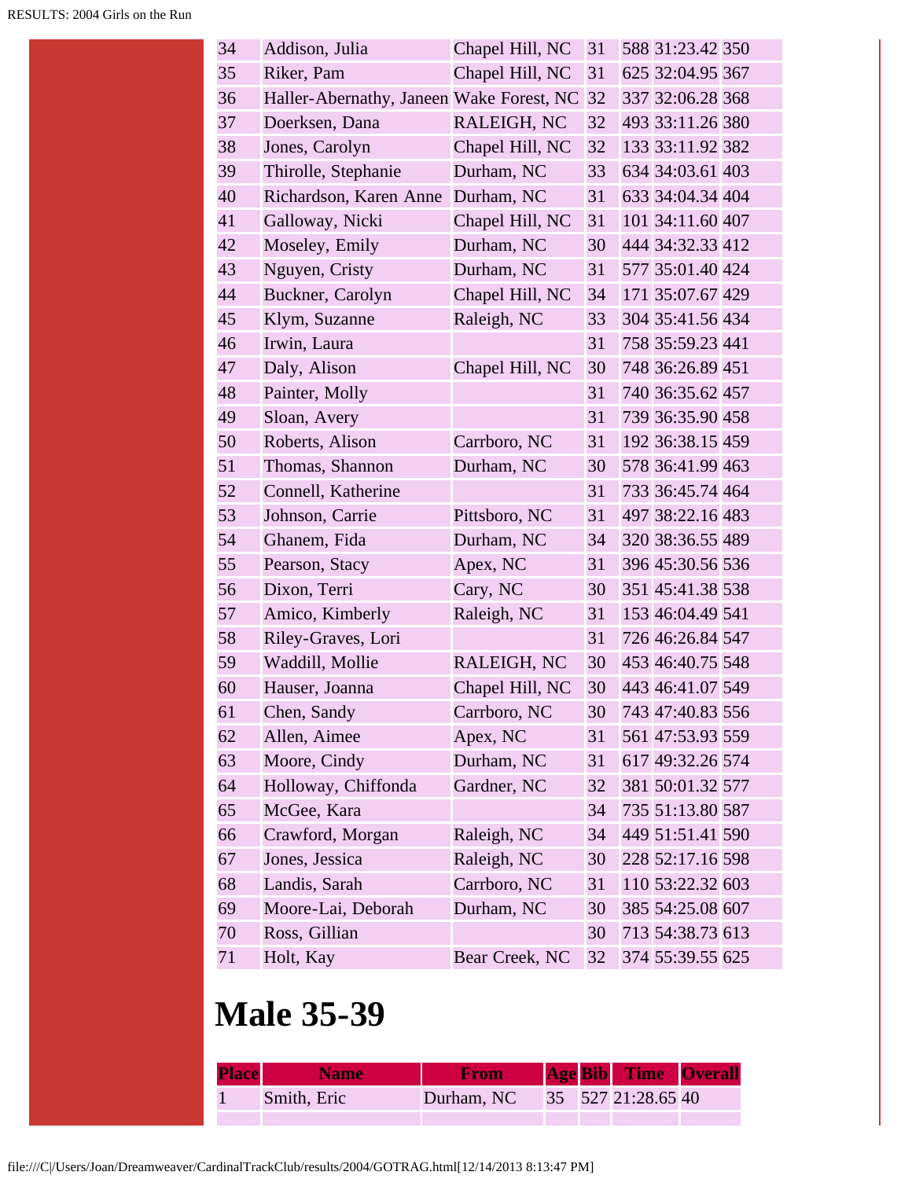| | | | | | | |
|---|---|---|---|---|---|---|
| 34 | Addison, Julia | Chapel Hill, NC | 31 | 588 | 31:23.42 | 350 |
| 35 | Riker, Pam | Chapel Hill, NC | 31 | 625 | 32:04.95 | 367 |
| 36 | Haller-Abernathy, Janeen | Wake Forest, NC | 32 | 337 | 32:06.28 | 368 |
| 37 | Doerksen, Dana | RALEIGH, NC | 32 | 493 | 33:11.26 | 380 |
| 38 | Jones, Carolyn | Chapel Hill, NC | 32 | 133 | 33:11.92 | 382 |
| 39 | Thirolle, Stephanie | Durham, NC | 33 | 634 | 34:03.61 | 403 |
| 40 | Richardson, Karen Anne | Durham, NC | 31 | 633 | 34:04.34 | 404 |
| 41 | Galloway, Nicki | Chapel Hill, NC | 31 | 101 | 34:11.60 | 407 |
| 42 | Moseley, Emily | Durham, NC | 30 | 444 | 34:32.33 | 412 |
| 43 | Nguyen, Cristy | Durham, NC | 31 | 577 | 35:01.40 | 424 |
| 44 | Buckner, Carolyn | Chapel Hill, NC | 34 | 171 | 35:07.67 | 429 |
| 45 | Klym, Suzanne | Raleigh, NC | 33 | 304 | 35:41.56 | 434 |
| 46 | Irwin, Laura | | 31 | 758 | 35:59.23 | 441 |
| 47 | Daly, Alison | Chapel Hill, NC | 30 | 748 | 36:26.89 | 451 |
| 48 | Painter, Molly | | 31 | 740 | 36:35.62 | 457 |
| 49 | Sloan, Avery | | 31 | 739 | 36:35.90 | 458 |
| 50 | Roberts, Alison | Carrboro, NC | 31 | 192 | 36:38.15 | 459 |
| 51 | Thomas, Shannon | Durham, NC | 30 | 578 | 36:41.99 | 463 |
| 52 | Connell, Katherine | | 31 | 733 | 36:45.74 | 464 |
| 53 | Johnson, Carrie | Pittsboro, NC | 31 | 497 | 38:22.16 | 483 |
| 54 | Ghanem, Fida | Durham, NC | 34 | 320 | 38:36.55 | 489 |
| 55 | Pearson, Stacy | Apex, NC | 31 | 396 | 45:30.56 | 536 |
| 56 | Dixon, Terri | Cary, NC | 30 | 351 | 45:41.38 | 538 |
| 57 | Amico, Kimberly | Raleigh, NC | 31 | 153 | 46:04.49 | 541 |
| 58 | Riley-Graves, Lori | | 31 | 726 | 46:26.84 | 547 |
| 59 | Waddill, Mollie | RALEIGH, NC | 30 | 453 | 46:40.75 | 548 |
| 60 | Hauser, Joanna | Chapel Hill, NC | 30 | 443 | 46:41.07 | 549 |
| 61 | Chen, Sandy | Carrboro, NC | 30 | 743 | 47:40.83 | 556 |
| 62 | Allen, Aimee | Apex, NC | 31 | 561 | 47:53.93 | 559 |
| 63 | Moore, Cindy | Durham, NC | 31 | 617 | 49:32.26 | 574 |
| 64 | Holloway, Chiffonda | Gardner, NC | 32 | 381 | 50:01.32 | 577 |
| 65 | McGee, Kara | | 34 | 735 | 51:13.80 | 587 |
| 66 | Crawford, Morgan | Raleigh, NC | 34 | 449 | 51:51.41 | 590 |
| 67 | Jones, Jessica | Raleigh, NC | 30 | 228 | 52:17.16 | 598 |
| 68 | Landis, Sarah | Carrboro, NC | 31 | 110 | 53:22.32 | 603 |
| 69 | Moore-Lai, Deborah | Durham, NC | 30 | 385 | 54:25.08 | 607 |
| 70 | Ross, Gillian | | 30 | 713 | 54:38.73 | 613 |
| 71 | Holt, Kay | Bear Creek, NC | 32 | 374 | 55:39.55 | 625 |

# Male 35-39

| Place | Name | From | Age | Bib | Time | Overall |
|---|---|---|---|---|---|---|
| 1 | Smith, Eric | Durham, NC | 35 | 527 | 21:28.65 | 40 |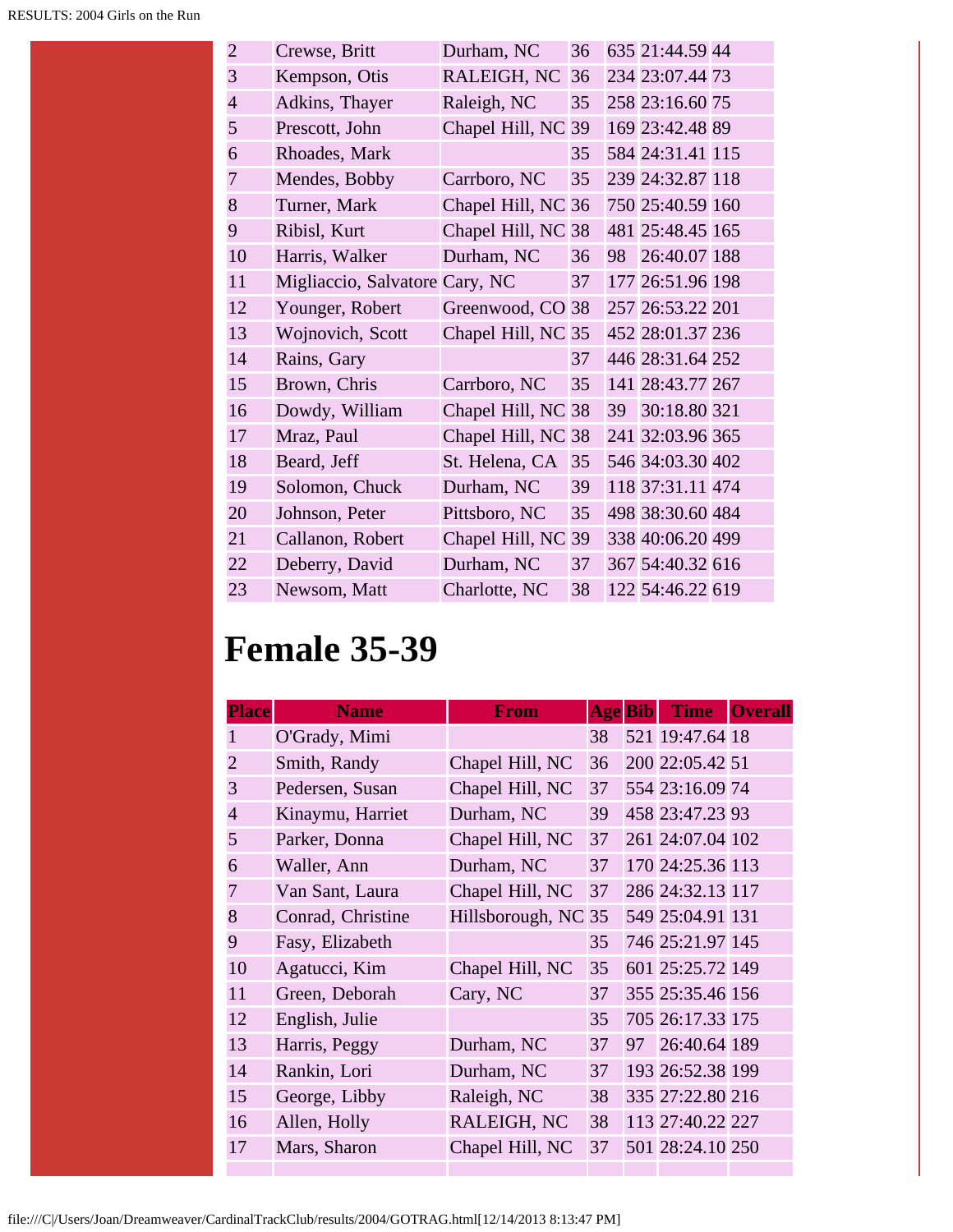| | | | | | | |
|---|---|---|---|---|---|---|
| 2 | Crewse, Britt | Durham, NC | 36 | 635 | 21:44.59 | 44 |
| 3 | Kempson, Otis | RALEIGH, NC | 36 | 234 | 23:07.44 | 73 |
| 4 | Adkins, Thayer | Raleigh, NC | 35 | 258 | 23:16.60 | 75 |
| 5 | Prescott, John | Chapel Hill, NC | 39 | 169 | 23:42.48 | 89 |
| 6 | Rhoades, Mark | | 35 | 584 | 24:31.41 | 115 |
| 7 | Mendes, Bobby | Carrboro, NC | 35 | 239 | 24:32.87 | 118 |
| 8 | Turner, Mark | Chapel Hill, NC | 36 | 750 | 25:40.59 | 160 |
| 9 | Ribisl, Kurt | Chapel Hill, NC | 38 | 481 | 25:48.45 | 165 |
| 10 | Harris, Walker | Durham, NC | 36 | 98 | 26:40.07 | 188 |
| 11 | Migliaccio, Salvatore | Cary, NC | 37 | 177 | 26:51.96 | 198 |
| 12 | Younger, Robert | Greenwood, CO | 38 | 257 | 26:53.22 | 201 |
| 13 | Wojnovich, Scott | Chapel Hill, NC | 35 | 452 | 28:01.37 | 236 |
| 14 | Rains, Gary | | 37 | 446 | 28:31.64 | 252 |
| 15 | Brown, Chris | Carrboro, NC | 35 | 141 | 28:43.77 | 267 |
| 16 | Dowdy, William | Chapel Hill, NC | 38 | 39 | 30:18.80 | 321 |
| 17 | Mraz, Paul | Chapel Hill, NC | 38 | 241 | 32:03.96 | 365 |
| 18 | Beard, Jeff | St. Helena, CA | 35 | 546 | 34:03.30 | 402 |
| 19 | Solomon, Chuck | Durham, NC | 39 | 118 | 37:31.11 | 474 |
| 20 | Johnson, Peter | Pittsboro, NC | 35 | 498 | 38:30.60 | 484 |
| 21 | Callanon, Robert | Chapel Hill, NC | 39 | 338 | 40:06.20 | 499 |
| 22 | Deberry, David | Durham, NC | 37 | 367 | 54:40.32 | 616 |
| 23 | Newsom, Matt | Charlotte, NC | 38 | 122 | 54:46.22 | 619 |

# Female 35-39

| Place | Name | From | Age | Bib | Time | Overall |
|---|---|---|---|---|---|---|
| 1 | O'Grady, Mimi | | 38 | 521 | 19:47.64 | 18 |
| 2 | Smith, Randy | Chapel Hill, NC | 36 | 200 | 22:05.42 | 51 |
| 3 | Pedersen, Susan | Chapel Hill, NC | 37 | 554 | 23:16.09 | 74 |
| 4 | Kinaymu, Harriet | Durham, NC | 39 | 458 | 23:47.23 | 93 |
| 5 | Parker, Donna | Chapel Hill, NC | 37 | 261 | 24:07.04 | 102 |
| 6 | Waller, Ann | Durham, NC | 37 | 170 | 24:25.36 | 113 |
| 7 | Van Sant, Laura | Chapel Hill, NC | 37 | 286 | 24:32.13 | 117 |
| 8 | Conrad, Christine | Hillsborough, NC | 35 | 549 | 25:04.91 | 131 |
| 9 | Fasy, Elizabeth | | 35 | 746 | 25:21.97 | 145 |
| 10 | Agatucci, Kim | Chapel Hill, NC | 35 | 601 | 25:25.72 | 149 |
| 11 | Green, Deborah | Cary, NC | 37 | 355 | 25:35.46 | 156 |
| 12 | English, Julie | | 35 | 705 | 26:17.33 | 175 |
| 13 | Harris, Peggy | Durham, NC | 37 | 97 | 26:40.64 | 189 |
| 14 | Rankin, Lori | Durham, NC | 37 | 193 | 26:52.38 | 199 |
| 15 | George, Libby | Raleigh, NC | 38 | 335 | 27:22.80 | 216 |
| 16 | Allen, Holly | RALEIGH, NC | 38 | 113 | 27:40.22 | 227 |
| 17 | Mars, Sharon | Chapel Hill, NC | 37 | 501 | 28:24.10 | 250 |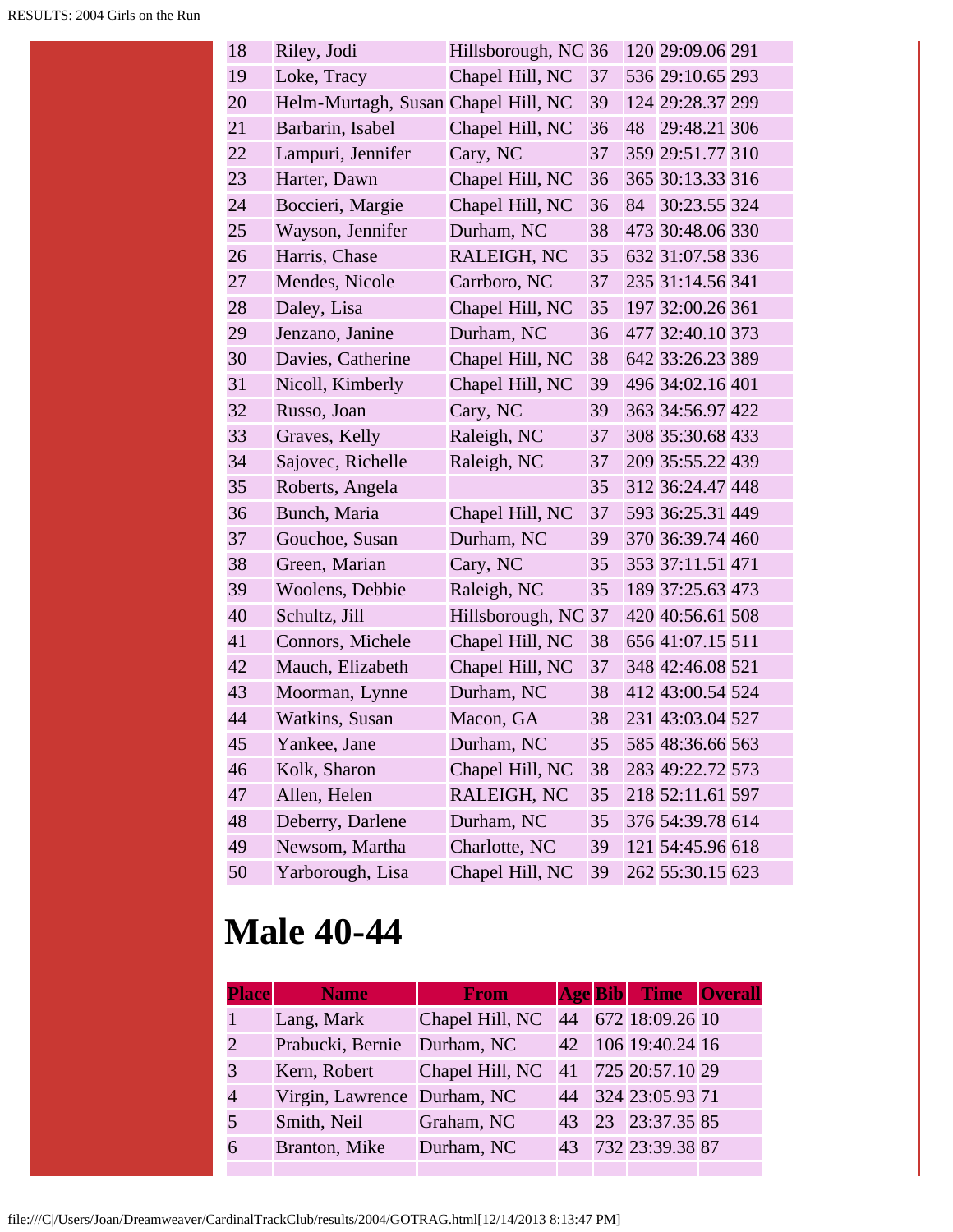| | | | | | | |
|---|---|---|---|---|---|---|
| 18 | Riley, Jodi | Hillsborough, NC | 36 | 120 | 29:09.06 | 291 |
| 19 | Loke, Tracy | Chapel Hill, NC | 37 | 536 | 29:10.65 | 293 |
| 20 | Helm-Murtagh, Susan | Chapel Hill, NC | 39 | 124 | 29:28.37 | 299 |
| 21 | Barbarin, Isabel | Chapel Hill, NC | 36 | 48 | 29:48.21 | 306 |
| 22 | Lampuri, Jennifer | Cary, NC | 37 | 359 | 29:51.77 | 310 |
| 23 | Harter, Dawn | Chapel Hill, NC | 36 | 365 | 30:13.33 | 316 |
| 24 | Boccieri, Margie | Chapel Hill, NC | 36 | 84 | 30:23.55 | 324 |
| 25 | Wayson, Jennifer | Durham, NC | 38 | 473 | 30:48.06 | 330 |
| 26 | Harris, Chase | RALEIGH, NC | 35 | 632 | 31:07.58 | 336 |
| 27 | Mendes, Nicole | Carrboro, NC | 37 | 235 | 31:14.56 | 341 |
| 28 | Daley, Lisa | Chapel Hill, NC | 35 | 197 | 32:00.26 | 361 |
| 29 | Jenzano, Janine | Durham, NC | 36 | 477 | 32:40.10 | 373 |
| 30 | Davies, Catherine | Chapel Hill, NC | 38 | 642 | 33:26.23 | 389 |
| 31 | Nicoll, Kimberly | Chapel Hill, NC | 39 | 496 | 34:02.16 | 401 |
| 32 | Russo, Joan | Cary, NC | 39 | 363 | 34:56.97 | 422 |
| 33 | Graves, Kelly | Raleigh, NC | 37 | 308 | 35:30.68 | 433 |
| 34 | Sajovec, Richelle | Raleigh, NC | 37 | 209 | 35:55.22 | 439 |
| 35 | Roberts, Angela | | 35 | 312 | 36:24.47 | 448 |
| 36 | Bunch, Maria | Chapel Hill, NC | 37 | 593 | 36:25.31 | 449 |
| 37 | Gouchoe, Susan | Durham, NC | 39 | 370 | 36:39.74 | 460 |
| 38 | Green, Marian | Cary, NC | 35 | 353 | 37:11.51 | 471 |
| 39 | Woolens, Debbie | Raleigh, NC | 35 | 189 | 37:25.63 | 473 |
| 40 | Schultz, Jill | Hillsborough, NC | 37 | 420 | 40:56.61 | 508 |
| 41 | Connors, Michele | Chapel Hill, NC | 38 | 656 | 41:07.15 | 511 |
| 42 | Mauch, Elizabeth | Chapel Hill, NC | 37 | 348 | 42:46.08 | 521 |
| 43 | Moorman, Lynne | Durham, NC | 38 | 412 | 43:00.54 | 524 |
| 44 | Watkins, Susan | Macon, GA | 38 | 231 | 43:03.04 | 527 |
| 45 | Yankee, Jane | Durham, NC | 35 | 585 | 48:36.66 | 563 |
| 46 | Kolk, Sharon | Chapel Hill, NC | 38 | 283 | 49:22.72 | 573 |
| 47 | Allen, Helen | RALEIGH, NC | 35 | 218 | 52:11.61 | 597 |
| 48 | Deberry, Darlene | Durham, NC | 35 | 376 | 54:39.78 | 614 |
| 49 | Newsom, Martha | Charlotte, NC | 39 | 121 | 54:45.96 | 618 |
| 50 | Yarborough, Lisa | Chapel Hill, NC | 39 | 262 | 55:30.15 | 623 |

# Male 40-44

| Place | Name | From | Age | Bib | Time | Overall |
|---|---|---|---|---|---|---|
| 1 | Lang, Mark | Chapel Hill, NC | 44 | 672 | 18:09.26 | 10 |
| 2 | Prabucki, Bernie | Durham, NC | 42 | 106 | 19:40.24 | 16 |
| 3 | Kern, Robert | Chapel Hill, NC | 41 | 725 | 20:57.10 | 29 |
| 4 | Virgin, Lawrence | Durham, NC | 44 | 324 | 23:05.93 | 71 |
| 5 | Smith, Neil | Graham, NC | 43 | 23 | 23:37.35 | 85 |
| 6 | Branton, Mike | Durham, NC | 43 | 732 | 23:39.38 | 87 |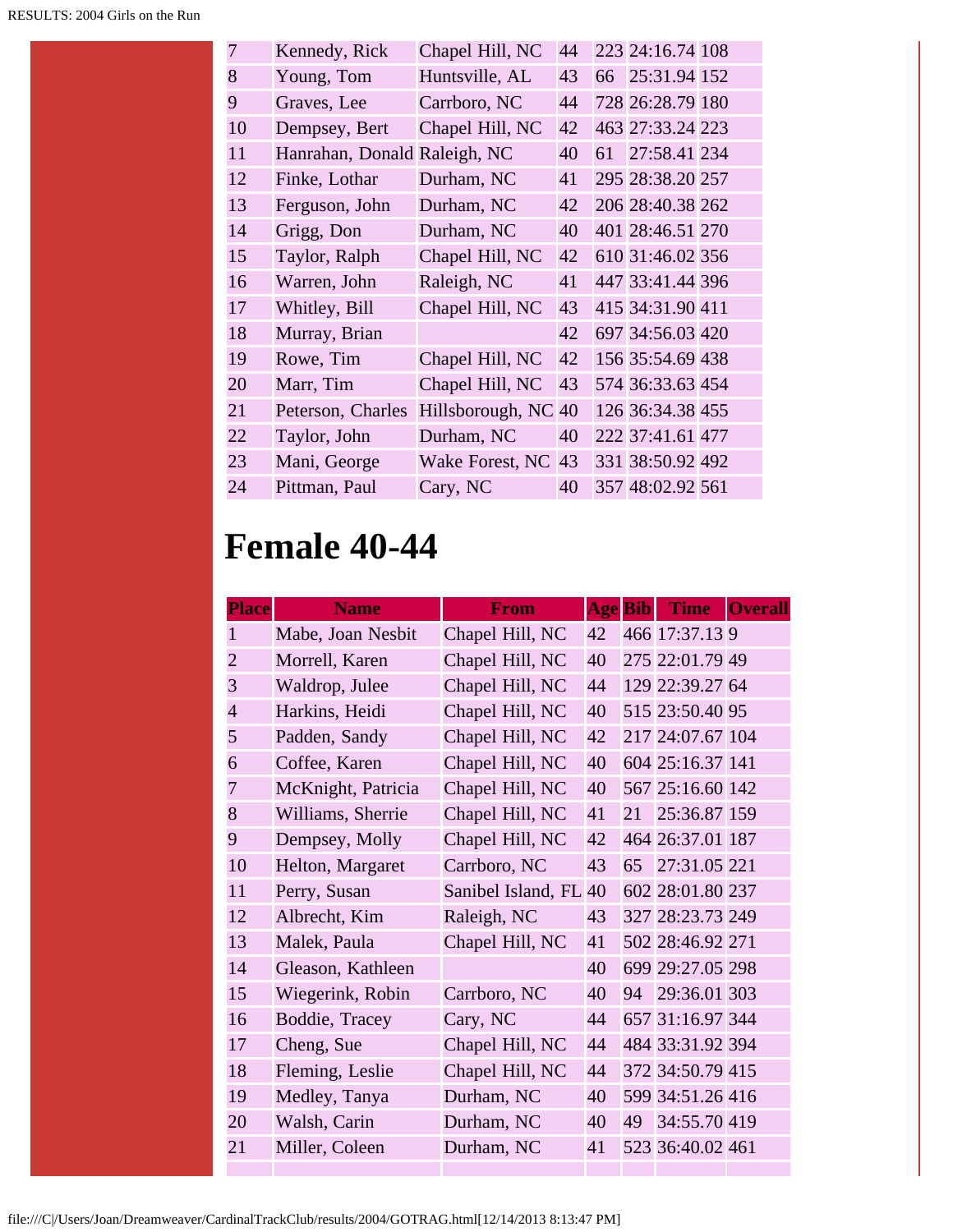| | | | | | | |
|---|---|---|---|---|---|---|
| 7 | Kennedy, Rick | Chapel Hill, NC | 44 | 223 | 24:16.74 | 108 |
| 8 | Young, Tom | Huntsville, AL | 43 | 66 | 25:31.94 | 152 |
| 9 | Graves, Lee | Carrboro, NC | 44 | 728 | 26:28.79 | 180 |
| 10 | Dempsey, Bert | Chapel Hill, NC | 42 | 463 | 27:33.24 | 223 |
| 11 | Hanrahan, Donald | Raleigh, NC | 40 | 61 | 27:58.41 | 234 |
| 12 | Finke, Lothar | Durham, NC | 41 | 295 | 28:38.20 | 257 |
| 13 | Ferguson, John | Durham, NC | 42 | 206 | 28:40.38 | 262 |
| 14 | Grigg, Don | Durham, NC | 40 | 401 | 28:46.51 | 270 |
| 15 | Taylor, Ralph | Chapel Hill, NC | 42 | 610 | 31:46.02 | 356 |
| 16 | Warren, John | Raleigh, NC | 41 | 447 | 33:41.44 | 396 |
| 17 | Whitley, Bill | Chapel Hill, NC | 43 | 415 | 34:31.90 | 411 |
| 18 | Murray, Brian | | 42 | 697 | 34:56.03 | 420 |
| 19 | Rowe, Tim | Chapel Hill, NC | 42 | 156 | 35:54.69 | 438 |
| 20 | Marr, Tim | Chapel Hill, NC | 43 | 574 | 36:33.63 | 454 |
| 21 | Peterson, Charles | Hillsborough, NC | 40 | 126 | 36:34.38 | 455 |
| 22 | Taylor, John | Durham, NC | 40 | 222 | 37:41.61 | 477 |
| 23 | Mani, George | Wake Forest, NC | 43 | 331 | 38:50.92 | 492 |
| 24 | Pittman, Paul | Cary, NC | 40 | 357 | 48:02.92 | 561 |

# Female 40-44

| Place | Name | From | Age | Bib | Time | Overall |
|---|---|---|---|---|---|---|
| 1 | Mabe, Joan Nesbit | Chapel Hill, NC | 42 | 466 | 17:37.13 | 9 |
| 2 | Morrell, Karen | Chapel Hill, NC | 40 | 275 | 22:01.79 | 49 |
| 3 | Waldrop, Julee | Chapel Hill, NC | 44 | 129 | 22:39.27 | 64 |
| 4 | Harkins, Heidi | Chapel Hill, NC | 40 | 515 | 23:50.40 | 95 |
| 5 | Padden, Sandy | Chapel Hill, NC | 42 | 217 | 24:07.67 | 104 |
| 6 | Coffee, Karen | Chapel Hill, NC | 40 | 604 | 25:16.37 | 141 |
| 7 | McKnight, Patricia | Chapel Hill, NC | 40 | 567 | 25:16.60 | 142 |
| 8 | Williams, Sherrie | Chapel Hill, NC | 41 | 21 | 25:36.87 | 159 |
| 9 | Dempsey, Molly | Chapel Hill, NC | 42 | 464 | 26:37.01 | 187 |
| 10 | Helton, Margaret | Carrboro, NC | 43 | 65 | 27:31.05 | 221 |
| 11 | Perry, Susan | Sanibel Island, FL | 40 | 602 | 28:01.80 | 237 |
| 12 | Albrecht, Kim | Raleigh, NC | 43 | 327 | 28:23.73 | 249 |
| 13 | Malek, Paula | Chapel Hill, NC | 41 | 502 | 28:46.92 | 271 |
| 14 | Gleason, Kathleen | | 40 | 699 | 29:27.05 | 298 |
| 15 | Wiegerink, Robin | Carrboro, NC | 40 | 94 | 29:36.01 | 303 |
| 16 | Boddie, Tracey | Cary, NC | 44 | 657 | 31:16.97 | 344 |
| 17 | Cheng, Sue | Chapel Hill, NC | 44 | 484 | 33:31.92 | 394 |
| 18 | Fleming, Leslie | Chapel Hill, NC | 44 | 372 | 34:50.79 | 415 |
| 19 | Medley, Tanya | Durham, NC | 40 | 599 | 34:51.26 | 416 |
| 20 | Walsh, Carin | Durham, NC | 40 | 49 | 34:55.70 | 419 |
| 21 | Miller, Coleen | Durham, NC | 41 | 523 | 36:40.02 | 461 |
| | | | | | | |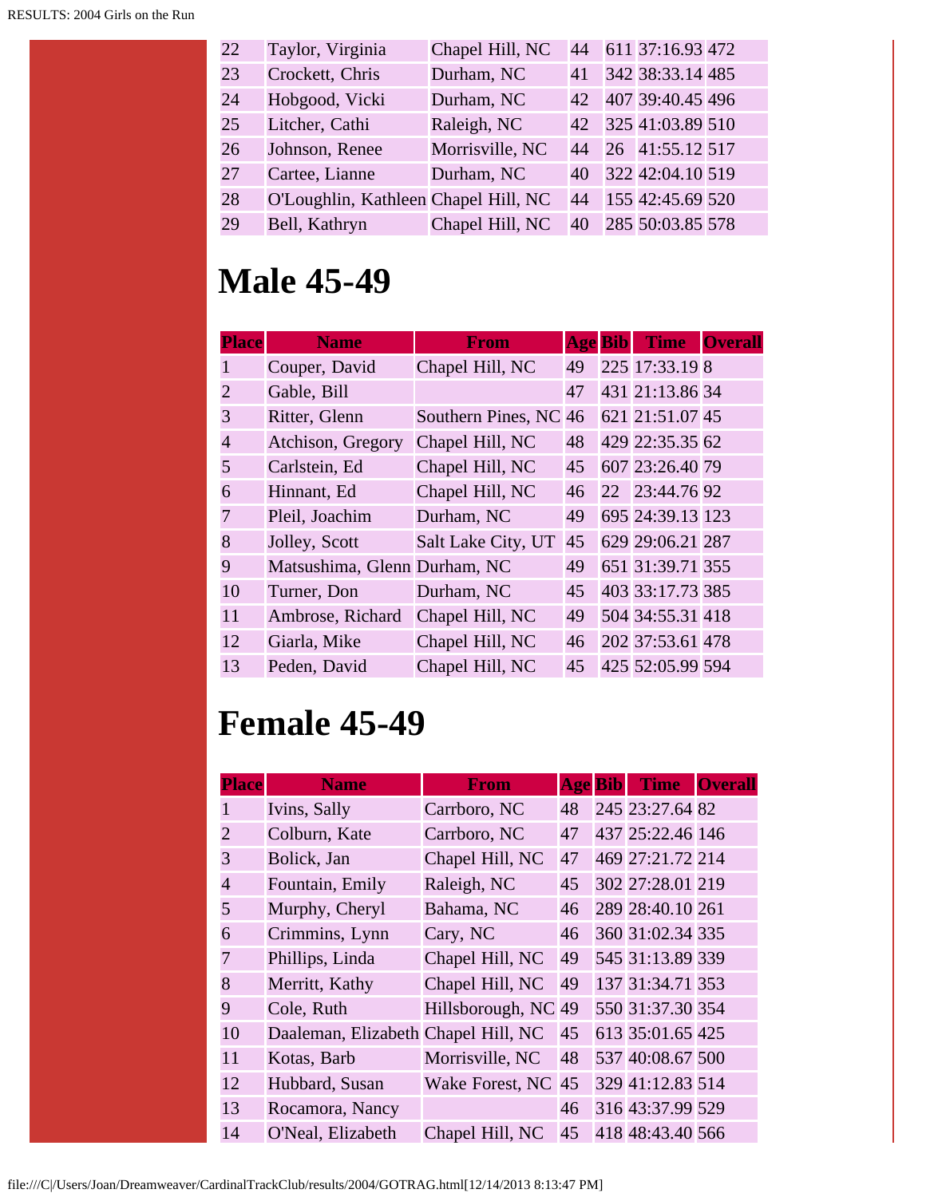| | | | | | | |
|---|---|---|---|---|---|---|
| 22 | Taylor, Virginia | Chapel Hill, NC | 44 | 611 | 37:16.93 | 472 |
| 23 | Crockett, Chris | Durham, NC | 41 | 342 | 38:33.14 | 485 |
| 24 | Hobgood, Vicki | Durham, NC | 42 | 407 | 39:40.45 | 496 |
| 25 | Litcher, Cathi | Raleigh, NC | 42 | 325 | 41:03.89 | 510 |
| 26 | Johnson, Renee | Morrisville, NC | 44 | 26 | 41:55.12 | 517 |
| 27 | Cartee, Lianne | Durham, NC | 40 | 322 | 42:04.10 | 519 |
| 28 | O'Loughlin, Kathleen | Chapel Hill, NC | 44 | 155 | 42:45.69 | 520 |
| 29 | Bell, Kathryn | Chapel Hill, NC | 40 | 285 | 50:03.85 | 578 |

# Male 45-49

| Place | Name | From | Age | Bib | Time | Overall |
|---|---|---|---|---|---|---|
| 1 | Couper, David | Chapel Hill, NC | 49 | 225 | 17:33.19 | 8 |
| 2 | Gable, Bill | | 47 | 431 | 21:13.86 | 34 |
| 3 | Ritter, Glenn | Southern Pines, NC | 46 | 621 | 21:51.07 | 45 |
| 4 | Atchison, Gregory | Chapel Hill, NC | 48 | 429 | 22:35.35 | 62 |
| 5 | Carlstein, Ed | Chapel Hill, NC | 45 | 607 | 23:26.40 | 79 |
| 6 | Hinnant, Ed | Chapel Hill, NC | 46 | 22 | 23:44.76 | 92 |
| 7 | Pleil, Joachim | Durham, NC | 49 | 695 | 24:39.13 | 123 |
| 8 | Jolley, Scott | Salt Lake City, UT | 45 | 629 | 29:06.21 | 287 |
| 9 | Matsushima, Glenn | Durham, NC | 49 | 651 | 31:39.71 | 355 |
| 10 | Turner, Don | Durham, NC | 45 | 403 | 33:17.73 | 385 |
| 11 | Ambrose, Richard | Chapel Hill, NC | 49 | 504 | 34:55.31 | 418 |
| 12 | Giarla, Mike | Chapel Hill, NC | 46 | 202 | 37:53.61 | 478 |
| 13 | Peden, David | Chapel Hill, NC | 45 | 425 | 52:05.99 | 594 |

# Female 45-49

| Place | Name | From | Age | Bib | Time | Overall |
|---|---|---|---|---|---|---|
| 1 | Ivins, Sally | Carrboro, NC | 48 | 245 | 23:27.64 | 82 |
| 2 | Colburn, Kate | Carrboro, NC | 47 | 437 | 25:22.46 | 146 |
| 3 | Bolick, Jan | Chapel Hill, NC | 47 | 469 | 27:21.72 | 214 |
| 4 | Fountain, Emily | Raleigh, NC | 45 | 302 | 27:28.01 | 219 |
| 5 | Murphy, Cheryl | Bahama, NC | 46 | 289 | 28:40.10 | 261 |
| 6 | Crimmins, Lynn | Cary, NC | 46 | 360 | 31:02.34 | 335 |
| 7 | Phillips, Linda | Chapel Hill, NC | 49 | 545 | 31:13.89 | 339 |
| 8 | Merritt, Kathy | Chapel Hill, NC | 49 | 137 | 31:34.71 | 353 |
| 9 | Cole, Ruth | Hillsborough, NC | 49 | 550 | 31:37.30 | 354 |
| 10 | Daaleman, Elizabeth | Chapel Hill, NC | 45 | 613 | 35:01.65 | 425 |
| 11 | Kotas, Barb | Morrisville, NC | 48 | 537 | 40:08.67 | 500 |
| 12 | Hubbard, Susan | Wake Forest, NC | 45 | 329 | 41:12.83 | 514 |
| 13 | Rocamora, Nancy | | 46 | 316 | 43:37.99 | 529 |
| 14 | O'Neal, Elizabeth | Chapel Hill, NC | 45 | 418 | 48:43.40 | 566 |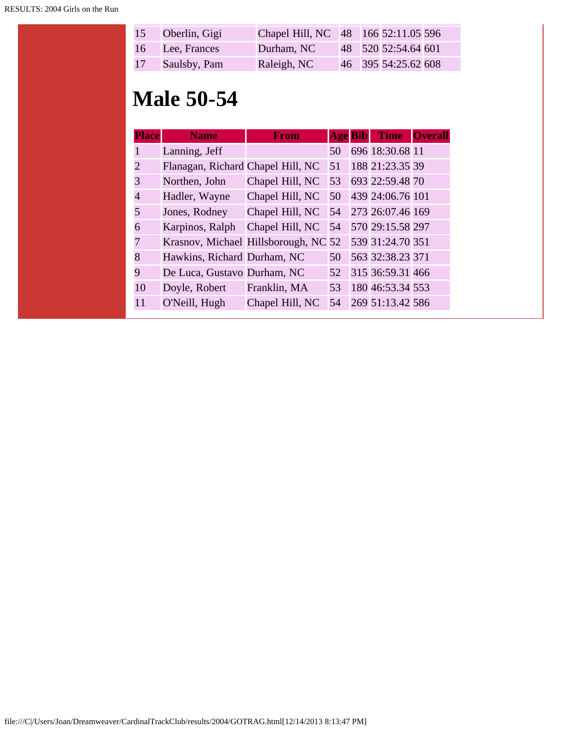| | | | | | | |
|---|---|---|---|---|---|---|
| 15 | Oberlin, Gigi | Chapel Hill, NC | 48 | 166 | 52:11.05 | 596 |
| 16 | Lee, Frances | Durham, NC | 48 | 520 | 52:54.64 | 601 |
| 17 | Saulsby, Pam | Raleigh, NC | 46 | 395 | 54:25.62 | 608 |

# Male 50-54

| Place | Name | From | Age | Bib | Time | Overall |
|---|---|---|---|---|---|---|
| 1 | Lanning, Jeff | | 50 | 696 | 18:30.68 | 11 |
| 2 | Flanagan, Richard | Chapel Hill, NC | 51 | 188 | 21:23.35 | 39 |
| 3 | Northen, John | Chapel Hill, NC | 53 | 693 | 22:59.48 | 70 |
| 4 | Hadler, Wayne | Chapel Hill, NC | 50 | 439 | 24:06.76 | 101 |
| 5 | Jones, Rodney | Chapel Hill, NC | 54 | 273 | 26:07.46 | 169 |
| 6 | Karpinos, Ralph | Chapel Hill, NC | 54 | 570 | 29:15.58 | 297 |
| 7 | Krasnov, Michael | Hillsborough, NC | 52 | 539 | 31:24.70 | 351 |
| 8 | Hawkins, Richard | Durham, NC | 50 | 563 | 32:38.23 | 371 |
| 9 | De Luca, Gustavo | Durham, NC | 52 | 315 | 36:59.31 | 466 |
| 10 | Doyle, Robert | Franklin, MA | 53 | 180 | 46:53.34 | 553 |
| 11 | O'Neill, Hugh | Chapel Hill, NC | 54 | 269 | 51:13.42 | 586 |